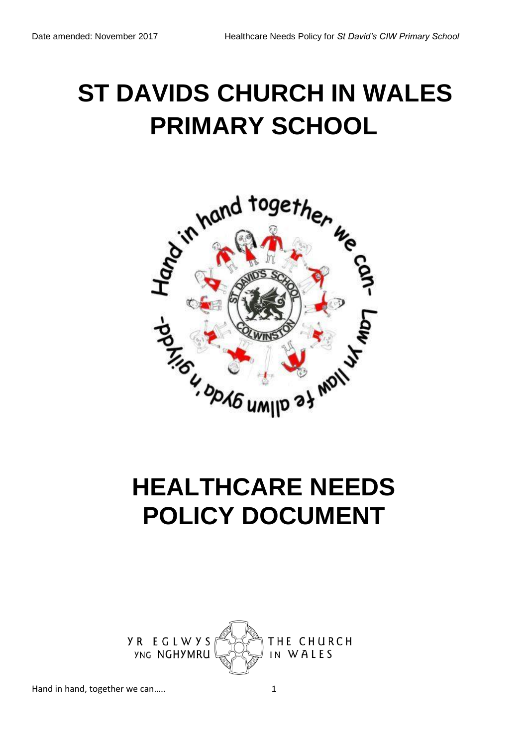# ST DAVIDS CHURCH IN WALES PRIMARY SCHOOL

# HEALTHCARE NEEDS POLICY DOCUMENT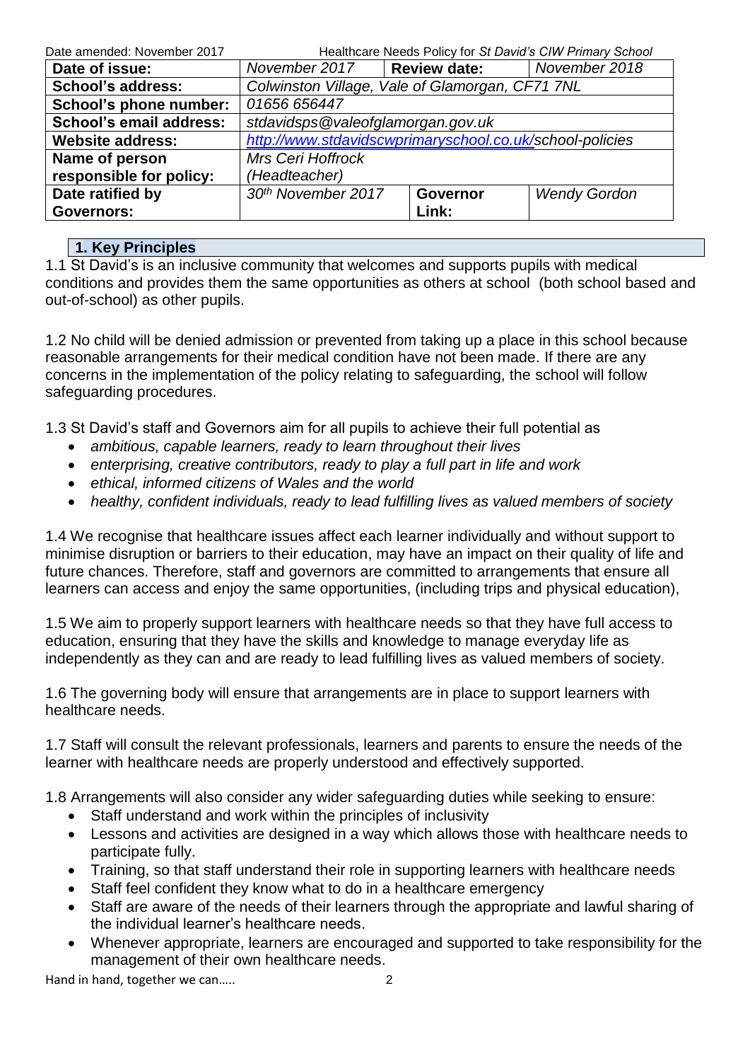| Date of issue: | *November 2017* | **Review date:** | *November 2018* |
|---|---|---|---|
| **School's address:** | *Colwinston Village, Vale of Glamorgan, CF71 7NL* | | |
| **School's phone number:** | *01656 656447* | | |
| **School's email address:** | *stdavidsps@valeofglamorgan.gov.uk* | | |
| **Website address:** | *http://www.stdavidscwprimaryschool.co.uk/school-policies* | | |
| **Name of person responsible for policy:** | *Mrs Ceri Hoffrock (Headteacher)* | | |
| **Date ratified by Governors:** | *30th November 2017* | **Governor Link:** | *Wendy Gordon* |

## 1. Key Principles

1.1 St David's is an inclusive community that welcomes and supports pupils with medical conditions and provides them the same opportunities as others at school (both school based and out-of-school) as other pupils.

1.2 No child will be denied admission or prevented from taking up a place in this school because reasonable arrangements for their medical condition have not been made. If there are any concerns in the implementation of the policy relating to safeguarding, the school will follow safeguarding procedures.

1.3 St David's staff and Governors aim for all pupils to achieve their full potential as

- *ambitious, capable learners, ready to learn throughout their lives*
- *enterprising, creative contributors, ready to play a full part in life and work*
- *ethical, informed citizens of Wales and the world*
- *healthy, confident individuals, ready to lead fulfilling lives as valued members of society*

1.4 We recognise that healthcare issues affect each learner individually and without support to minimise disruption or barriers to their education, may have an impact on their quality of life and future chances. Therefore, staff and governors are committed to arrangements that ensure all learners can access and enjoy the same opportunities, (including trips and physical education),

1.5 We aim to properly support learners with healthcare needs so that they have full access to education, ensuring that they have the skills and knowledge to manage everyday life as independently as they can and are ready to lead fulfilling lives as valued members of society.

1.6 The governing body will ensure that arrangements are in place to support learners with healthcare needs.

1.7 Staff will consult the relevant professionals, learners and parents to ensure the needs of the learner with healthcare needs are properly understood and effectively supported.

1.8 Arrangements will also consider any wider safeguarding duties while seeking to ensure:

- Staff understand and work within the principles of inclusivity
- Lessons and activities are designed in a way which allows those with healthcare needs to participate fully.
- Training, so that staff understand their role in supporting learners with healthcare needs
- Staff feel confident they know what to do in a healthcare emergency
- Staff are aware of the needs of their learners through the appropriate and lawful sharing of the individual learner's healthcare needs.
- Whenever appropriate, learners are encouraged and supported to take responsibility for the management of their own healthcare needs.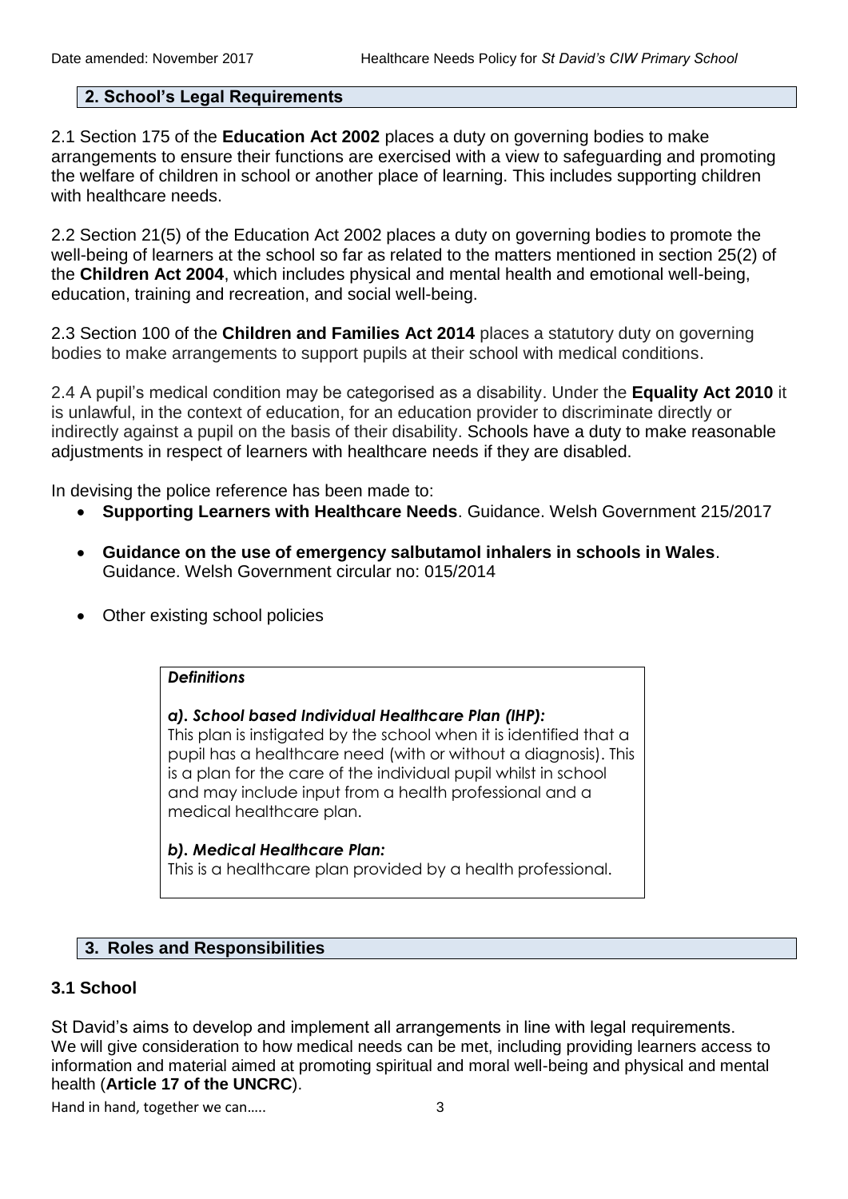## 2. School's Legal Requirements

2.1 Section 175 of the **Education Act 2002** places a duty on governing bodies to make arrangements to ensure their functions are exercised with a view to safeguarding and promoting the welfare of children in school or another place of learning. This includes supporting children with healthcare needs.

2.2 Section 21(5) of the Education Act 2002 places a duty on governing bodies to promote the well-being of learners at the school so far as related to the matters mentioned in section 25(2) of the **Children Act 2004**, which includes physical and mental health and emotional well-being, education, training and recreation, and social well-being.

2.3 Section 100 of the **Children and Families Act 2014** places a statutory duty on governing bodies to make arrangements to support pupils at their school with medical conditions.

2.4 A pupil's medical condition may be categorised as a disability. Under the **Equality Act 2010** it is unlawful, in the context of education, for an education provider to discriminate directly or indirectly against a pupil on the basis of their disability. Schools have a duty to make reasonable adjustments in respect of learners with healthcare needs if they are disabled.

In devising the police reference has been made to:

- **Supporting Learners with Healthcare Needs**. Guidance. Welsh Government 215/2017
- **Guidance on the use of emergency salbutamol inhalers in schools in Wales**. Guidance. Welsh Government circular no: 015/2014
- Other existing school policies

***Definitions***

***a). School based Individual Healthcare Plan (IHP):***
This plan is instigated by the school when it is identified that a pupil has a healthcare need (with or without a diagnosis). This is a plan for the care of the individual pupil whilst in school and may include input from a health professional and a medical healthcare plan.

***b). Medical Healthcare Plan:***
This is a healthcare plan provided by a health professional.

## 3. Roles and Responsibilities

### 3.1 School

St David's aims to develop and implement all arrangements in line with legal requirements. We will give consideration to how medical needs can be met, including providing learners access to information and material aimed at promoting spiritual and moral well-being and physical and mental health (**Article 17 of the UNCRC**).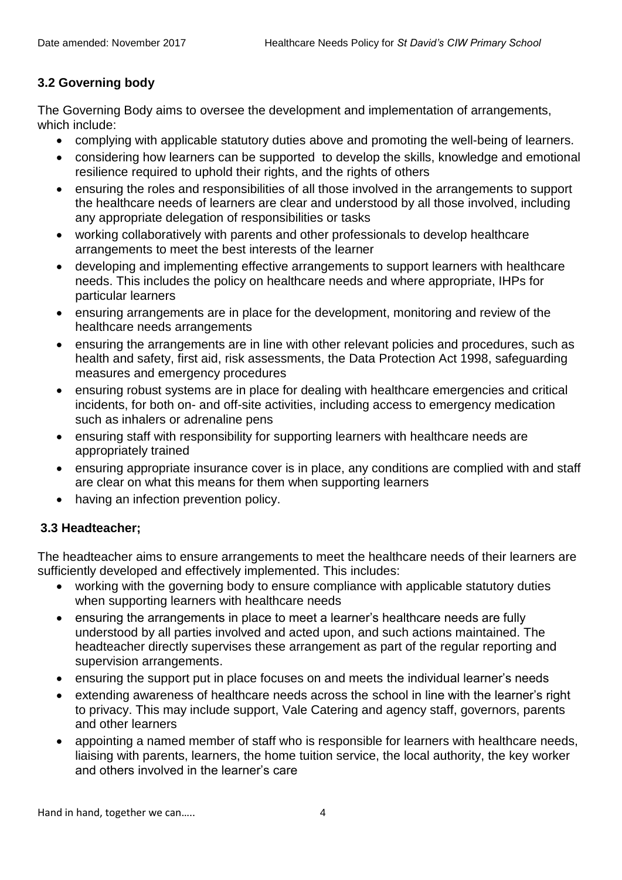### 3.2 Governing body

The Governing Body aims to oversee the development and implementation of arrangements, which include:

- complying with applicable statutory duties above and promoting the well-being of learners.
- considering how learners can be supported to develop the skills, knowledge and emotional resilience required to uphold their rights, and the rights of others
- ensuring the roles and responsibilities of all those involved in the arrangements to support the healthcare needs of learners are clear and understood by all those involved, including any appropriate delegation of responsibilities or tasks
- working collaboratively with parents and other professionals to develop healthcare arrangements to meet the best interests of the learner
- developing and implementing effective arrangements to support learners with healthcare needs. This includes the policy on healthcare needs and where appropriate, IHPs for particular learners
- ensuring arrangements are in place for the development, monitoring and review of the healthcare needs arrangements
- ensuring the arrangements are in line with other relevant policies and procedures, such as health and safety, first aid, risk assessments, the Data Protection Act 1998, safeguarding measures and emergency procedures
- ensuring robust systems are in place for dealing with healthcare emergencies and critical incidents, for both on- and off-site activities, including access to emergency medication such as inhalers or adrenaline pens
- ensuring staff with responsibility for supporting learners with healthcare needs are appropriately trained
- ensuring appropriate insurance cover is in place, any conditions are complied with and staff are clear on what this means for them when supporting learners
- having an infection prevention policy.

### 3.3 Headteacher;

The headteacher aims to ensure arrangements to meet the healthcare needs of their learners are sufficiently developed and effectively implemented. This includes:

- working with the governing body to ensure compliance with applicable statutory duties when supporting learners with healthcare needs
- ensuring the arrangements in place to meet a learner's healthcare needs are fully understood by all parties involved and acted upon, and such actions maintained. The headteacher directly supervises these arrangement as part of the regular reporting and supervision arrangements.
- ensuring the support put in place focuses on and meets the individual learner's needs
- extending awareness of healthcare needs across the school in line with the learner's right to privacy. This may include support, Vale Catering and agency staff, governors, parents and other learners
- appointing a named member of staff who is responsible for learners with healthcare needs, liaising with parents, learners, the home tuition service, the local authority, the key worker and others involved in the learner's care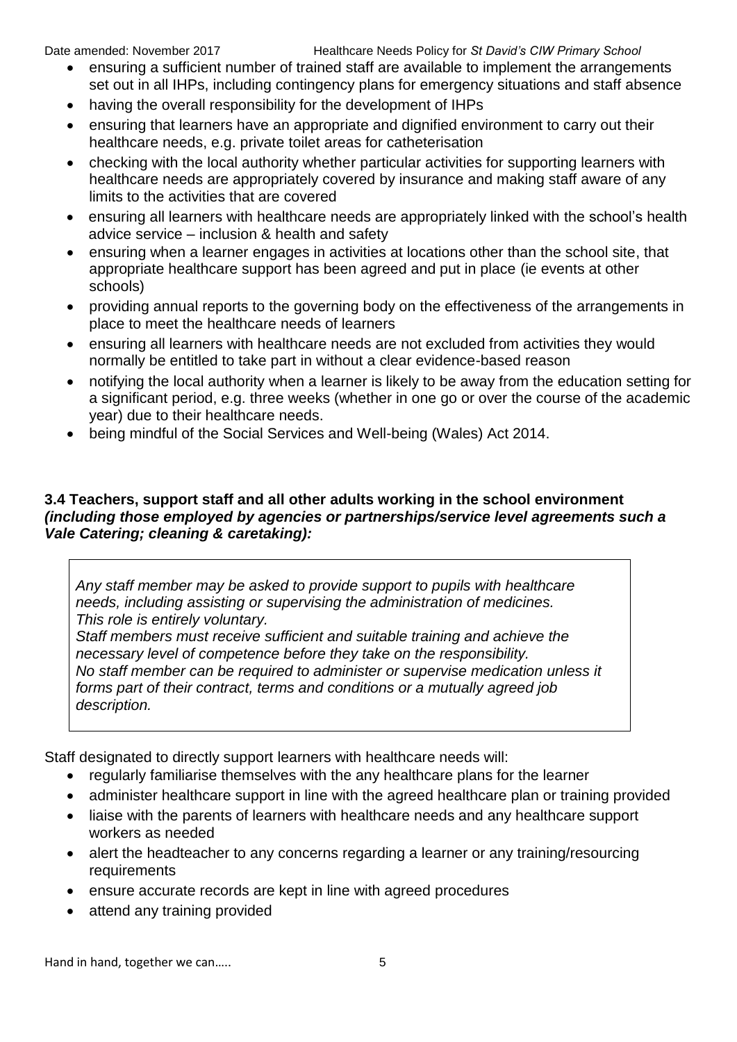- ensuring a sufficient number of trained staff are available to implement the arrangements set out in all IHPs, including contingency plans for emergency situations and staff absence
- having the overall responsibility for the development of IHPs
- ensuring that learners have an appropriate and dignified environment to carry out their healthcare needs, e.g. private toilet areas for catheterisation
- checking with the local authority whether particular activities for supporting learners with healthcare needs are appropriately covered by insurance and making staff aware of any limits to the activities that are covered
- ensuring all learners with healthcare needs are appropriately linked with the school's health advice service – inclusion & health and safety
- ensuring when a learner engages in activities at locations other than the school site, that appropriate healthcare support has been agreed and put in place (ie events at other schools)
- providing annual reports to the governing body on the effectiveness of the arrangements in place to meet the healthcare needs of learners
- ensuring all learners with healthcare needs are not excluded from activities they would normally be entitled to take part in without a clear evidence-based reason
- notifying the local authority when a learner is likely to be away from the education setting for a significant period, e.g. three weeks (whether in one go or over the course of the academic year) due to their healthcare needs.
- being mindful of the Social Services and Well-being (Wales) Act 2014.

### 3.4 Teachers, support staff and all other adults working in the school environment *(including those employed by agencies or partnerships/service level agreements such a Vale Catering; cleaning & caretaking):*

> *Any staff member may be asked to provide support to pupils with healthcare needs, including assisting or supervising the administration of medicines. This role is entirely voluntary.*
> *Staff members must receive sufficient and suitable training and achieve the necessary level of competence before they take on the responsibility.*
> *No staff member can be required to administer or supervise medication unless it forms part of their contract, terms and conditions or a mutually agreed job description.*

Staff designated to directly support learners with healthcare needs will:

- regularly familiarise themselves with the any healthcare plans for the learner
- administer healthcare support in line with the agreed healthcare plan or training provided
- liaise with the parents of learners with healthcare needs and any healthcare support workers as needed
- alert the headteacher to any concerns regarding a learner or any training/resourcing requirements
- ensure accurate records are kept in line with agreed procedures
- attend any training provided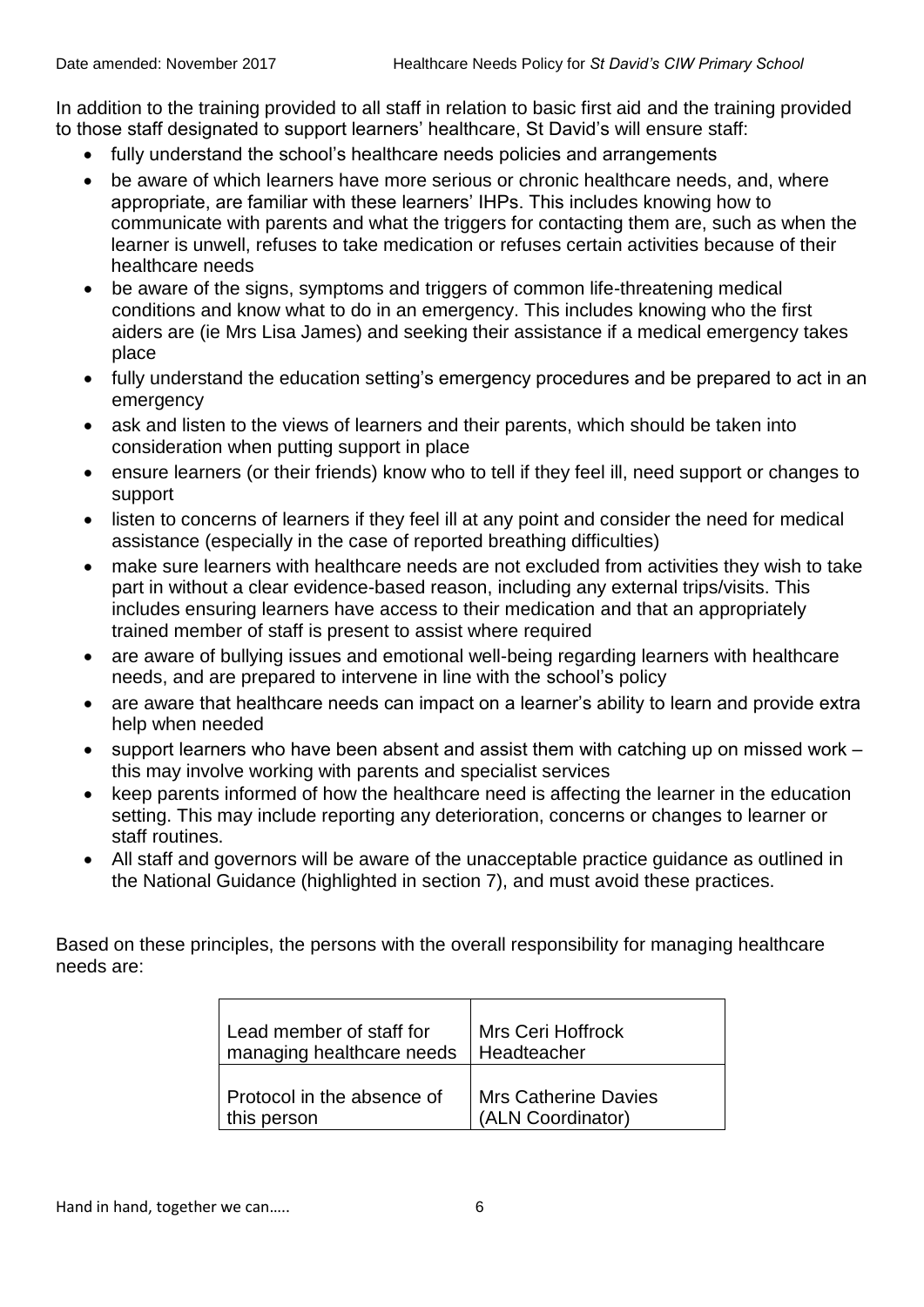In addition to the training provided to all staff in relation to basic first aid and the training provided to those staff designated to support learners' healthcare, St David's will ensure staff:

- fully understand the school's healthcare needs policies and arrangements
- be aware of which learners have more serious or chronic healthcare needs, and, where appropriate, are familiar with these learners' IHPs. This includes knowing how to communicate with parents and what the triggers for contacting them are, such as when the learner is unwell, refuses to take medication or refuses certain activities because of their healthcare needs
- be aware of the signs, symptoms and triggers of common life-threatening medical conditions and know what to do in an emergency. This includes knowing who the first aiders are (ie Mrs Lisa James) and seeking their assistance if a medical emergency takes place
- fully understand the education setting's emergency procedures and be prepared to act in an emergency
- ask and listen to the views of learners and their parents, which should be taken into consideration when putting support in place
- ensure learners (or their friends) know who to tell if they feel ill, need support or changes to support
- listen to concerns of learners if they feel ill at any point and consider the need for medical assistance (especially in the case of reported breathing difficulties)
- make sure learners with healthcare needs are not excluded from activities they wish to take part in without a clear evidence-based reason, including any external trips/visits. This includes ensuring learners have access to their medication and that an appropriately trained member of staff is present to assist where required
- are aware of bullying issues and emotional well-being regarding learners with healthcare needs, and are prepared to intervene in line with the school's policy
- are aware that healthcare needs can impact on a learner's ability to learn and provide extra help when needed
- support learners who have been absent and assist them with catching up on missed work – this may involve working with parents and specialist services
- keep parents informed of how the healthcare need is affecting the learner in the education setting. This may include reporting any deterioration, concerns or changes to learner or staff routines.
- All staff and governors will be aware of the unacceptable practice guidance as outlined in the National Guidance (highlighted in section 7), and must avoid these practices.

Based on these principles, the persons with the overall responsibility for managing healthcare needs are:

| | |
|---|---|
| Lead member of staff for managing healthcare needs | Mrs Ceri Hoffrock Headteacher |
| Protocol in the absence of this person | Mrs Catherine Davies (ALN Coordinator) |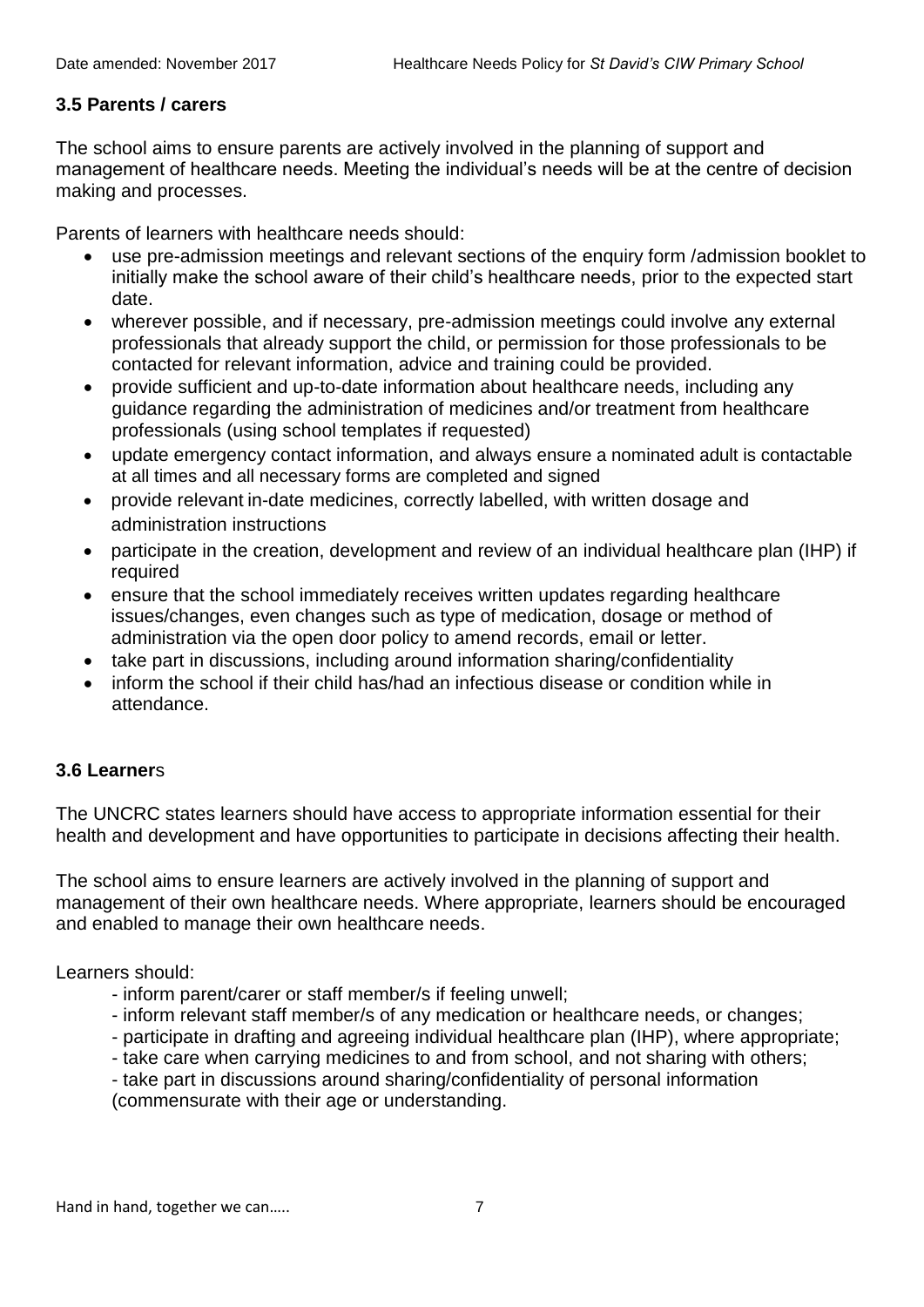### 3.5 Parents / carers

The school aims to ensure parents are actively involved in the planning of support and management of healthcare needs. Meeting the individual's needs will be at the centre of decision making and processes.

Parents of learners with healthcare needs should:

- use pre-admission meetings and relevant sections of the enquiry form /admission booklet to initially make the school aware of their child's healthcare needs, prior to the expected start date.
- wherever possible, and if necessary, pre-admission meetings could involve any external professionals that already support the child, or permission for those professionals to be contacted for relevant information, advice and training could be provided.
- provide sufficient and up-to-date information about healthcare needs, including any guidance regarding the administration of medicines and/or treatment from healthcare professionals (using school templates if requested)
- update emergency contact information, and always ensure a nominated adult is contactable at all times and all necessary forms are completed and signed
- provide relevant in-date medicines, correctly labelled, with written dosage and administration instructions
- participate in the creation, development and review of an individual healthcare plan (IHP) if required
- ensure that the school immediately receives written updates regarding healthcare issues/changes, even changes such as type of medication, dosage or method of administration via the open door policy to amend records, email or letter.
- take part in discussions, including around information sharing/confidentiality
- inform the school if their child has/had an infectious disease or condition while in attendance.

### 3.6 Learners

The UNCRC states learners should have access to appropriate information essential for their health and development and have opportunities to participate in decisions affecting their health.

The school aims to ensure learners are actively involved in the planning of support and management of their own healthcare needs. Where appropriate, learners should be encouraged and enabled to manage their own healthcare needs.

Learners should:

- inform parent/carer or staff member/s if feeling unwell;
- inform relevant staff member/s of any medication or healthcare needs, or changes;
- participate in drafting and agreeing individual healthcare plan (IHP), where appropriate;
- take care when carrying medicines to and from school, and not sharing with others;
- take part in discussions around sharing/confidentiality of personal information (commensurate with their age or understanding.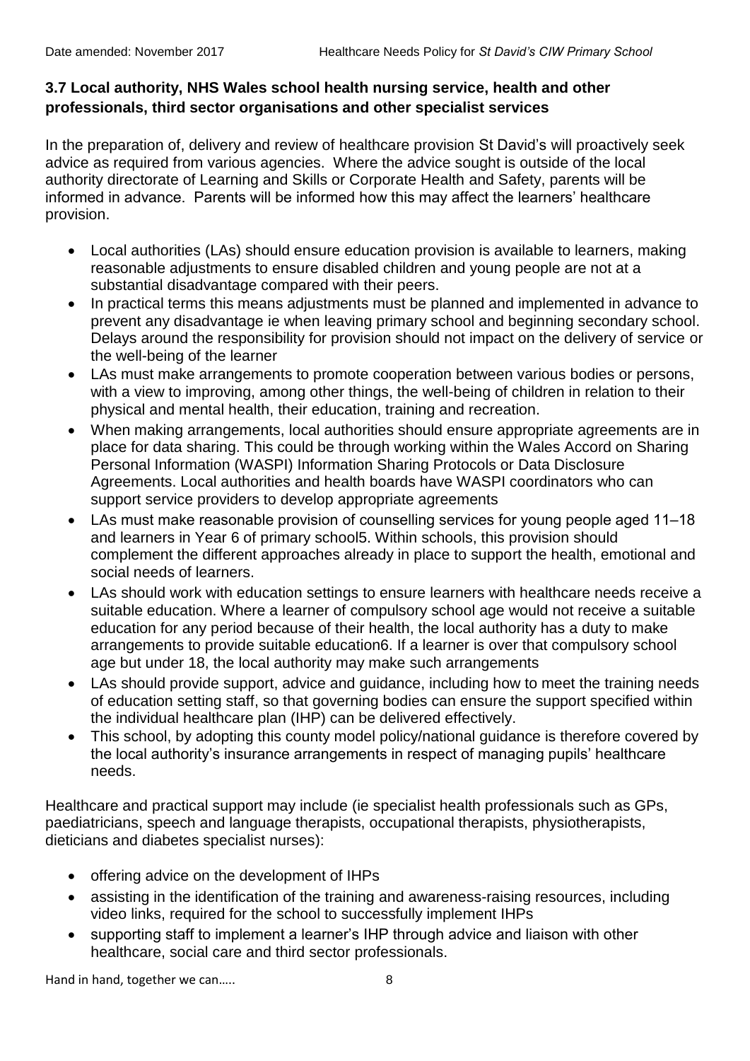### 3.7 Local authority, NHS Wales school health nursing service, health and other professionals, third sector organisations and other specialist services

In the preparation of, delivery and review of healthcare provision St David's will proactively seek advice as required from various agencies. Where the advice sought is outside of the local authority directorate of Learning and Skills or Corporate Health and Safety, parents will be informed in advance. Parents will be informed how this may affect the learners' healthcare provision.

- Local authorities (LAs) should ensure education provision is available to learners, making reasonable adjustments to ensure disabled children and young people are not at a substantial disadvantage compared with their peers.
- In practical terms this means adjustments must be planned and implemented in advance to prevent any disadvantage ie when leaving primary school and beginning secondary school. Delays around the responsibility for provision should not impact on the delivery of service or the well-being of the learner
- LAs must make arrangements to promote cooperation between various bodies or persons, with a view to improving, among other things, the well-being of children in relation to their physical and mental health, their education, training and recreation.
- When making arrangements, local authorities should ensure appropriate agreements are in place for data sharing. This could be through working within the Wales Accord on Sharing Personal Information (WASPI) Information Sharing Protocols or Data Disclosure Agreements. Local authorities and health boards have WASPI coordinators who can support service providers to develop appropriate agreements
- LAs must make reasonable provision of counselling services for young people aged 11–18 and learners in Year 6 of primary school[5]. Within schools, this provision should complement the different approaches already in place to support the health, emotional and social needs of learners.
- LAs should work with education settings to ensure learners with healthcare needs receive a suitable education. Where a learner of compulsory school age would not receive a suitable education for any period because of their health, the local authority has a duty to make arrangements to provide suitable education[6]. If a learner is over that compulsory school age but under 18, the local authority may make such arrangements
- LAs should provide support, advice and guidance, including how to meet the training needs of education setting staff, so that governing bodies can ensure the support specified within the individual healthcare plan (IHP) can be delivered effectively.
- This school, by adopting this county model policy/national guidance is therefore covered by the local authority's insurance arrangements in respect of managing pupils' healthcare needs.

Healthcare and practical support may include (ie specialist health professionals such as GPs, paediatricians, speech and language therapists, occupational therapists, physiotherapists, dieticians and diabetes specialist nurses):

- offering advice on the development of IHPs
- assisting in the identification of the training and awareness-raising resources, including video links, required for the school to successfully implement IHPs
- supporting staff to implement a learner's IHP through advice and liaison with other healthcare, social care and third sector professionals.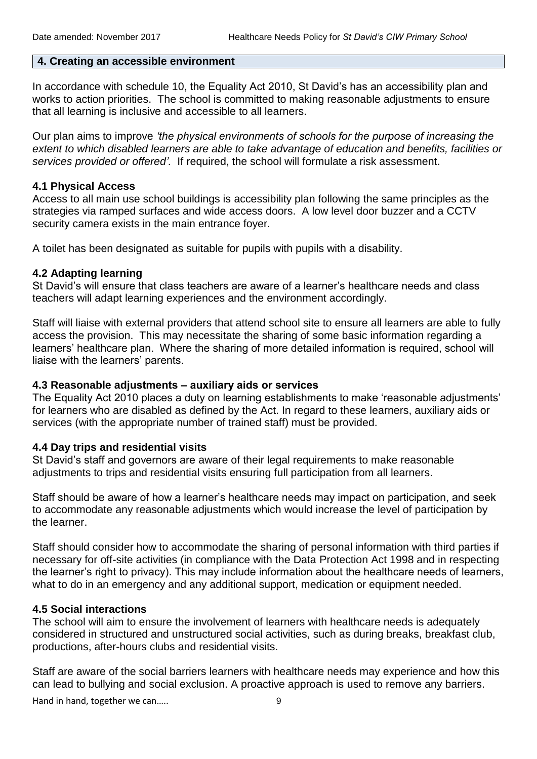## 4. Creating an accessible environment

In accordance with schedule 10, the Equality Act 2010, St David's has an accessibility plan and works to action priorities. The school is committed to making reasonable adjustments to ensure that all learning is inclusive and accessible to all learners.

Our plan aims to improve *'the physical environments of schools for the purpose of increasing the extent to which disabled learners are able to take advantage of education and benefits, facilities or services provided or offered'.* If required, the school will formulate a risk assessment.

### 4.1 Physical Access

Access to all main use school buildings is accessibility plan following the same principles as the strategies via ramped surfaces and wide access doors. A low level door buzzer and a CCTV security camera exists in the main entrance foyer.

A toilet has been designated as suitable for pupils with pupils with a disability.

### 4.2 Adapting learning

St David's will ensure that class teachers are aware of a learner's healthcare needs and class teachers will adapt learning experiences and the environment accordingly.

Staff will liaise with external providers that attend school site to ensure all learners are able to fully access the provision. This may necessitate the sharing of some basic information regarding a learners' healthcare plan. Where the sharing of more detailed information is required, school will liaise with the learners' parents.

### 4.3 Reasonable adjustments – auxiliary aids or services

The Equality Act 2010 places a duty on learning establishments to make 'reasonable adjustments' for learners who are disabled as defined by the Act. In regard to these learners, auxiliary aids or services (with the appropriate number of trained staff) must be provided.

### 4.4 Day trips and residential visits

St David's staff and governors are aware of their legal requirements to make reasonable adjustments to trips and residential visits ensuring full participation from all learners.

Staff should be aware of how a learner's healthcare needs may impact on participation, and seek to accommodate any reasonable adjustments which would increase the level of participation by the learner.

Staff should consider how to accommodate the sharing of personal information with third parties if necessary for off-site activities (in compliance with the Data Protection Act 1998 and in respecting the learner's right to privacy). This may include information about the healthcare needs of learners, what to do in an emergency and any additional support, medication or equipment needed.

### 4.5 Social interactions

The school will aim to ensure the involvement of learners with healthcare needs is adequately considered in structured and unstructured social activities, such as during breaks, breakfast club, productions, after-hours clubs and residential visits.

Staff are aware of the social barriers learners with healthcare needs may experience and how this can lead to bullying and social exclusion. A proactive approach is used to remove any barriers.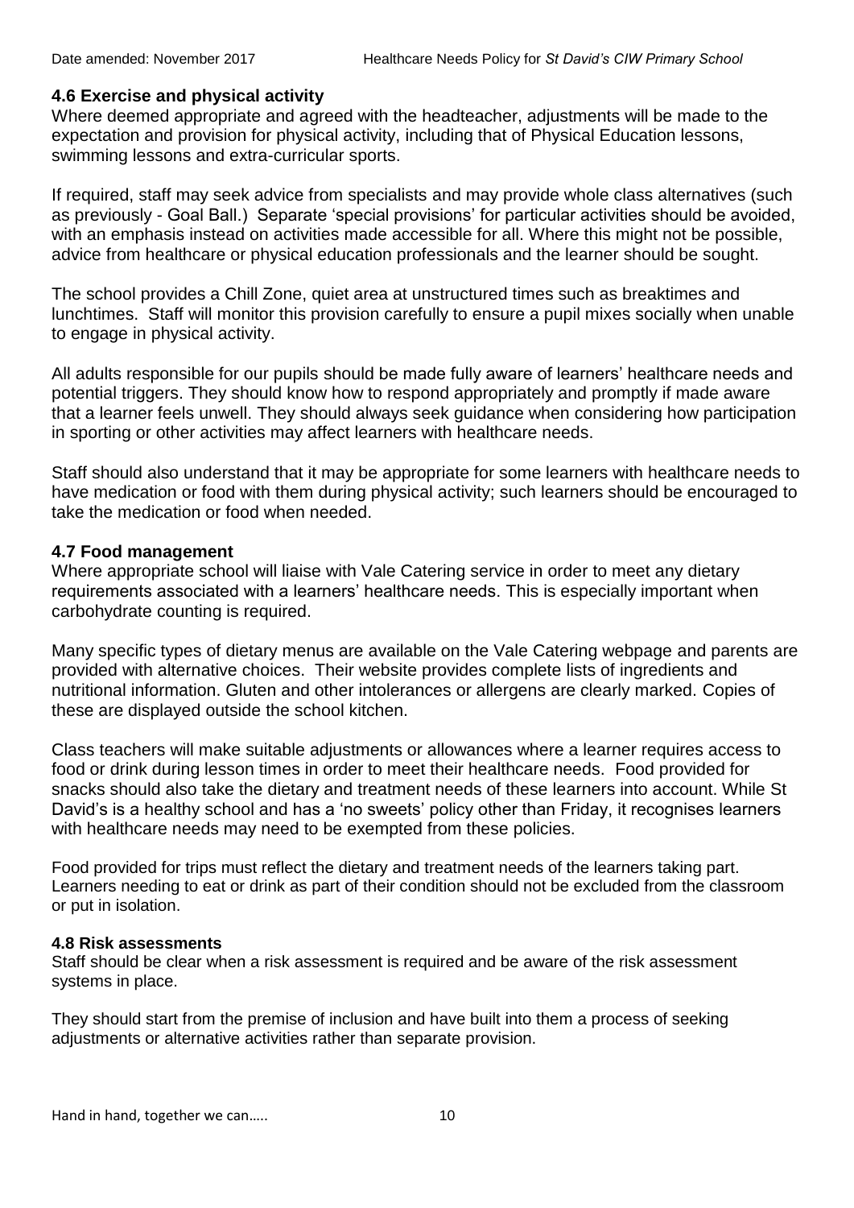#### 4.6 Exercise and physical activity

Where deemed appropriate and agreed with the headteacher, adjustments will be made to the expectation and provision for physical activity, including that of Physical Education lessons, swimming lessons and extra-curricular sports.

If required, staff may seek advice from specialists and may provide whole class alternatives (such as previously - Goal Ball.) Separate 'special provisions' for particular activities should be avoided, with an emphasis instead on activities made accessible for all. Where this might not be possible, advice from healthcare or physical education professionals and the learner should be sought.

The school provides a Chill Zone, quiet area at unstructured times such as breaktimes and lunchtimes. Staff will monitor this provision carefully to ensure a pupil mixes socially when unable to engage in physical activity.

All adults responsible for our pupils should be made fully aware of learners' healthcare needs and potential triggers. They should know how to respond appropriately and promptly if made aware that a learner feels unwell. They should always seek guidance when considering how participation in sporting or other activities may affect learners with healthcare needs.

Staff should also understand that it may be appropriate for some learners with healthcare needs to have medication or food with them during physical activity; such learners should be encouraged to take the medication or food when needed.

#### 4.7 Food management

Where appropriate school will liaise with Vale Catering service in order to meet any dietary requirements associated with a learners' healthcare needs. This is especially important when carbohydrate counting is required.

Many specific types of dietary menus are available on the Vale Catering webpage and parents are provided with alternative choices. Their website provides complete lists of ingredients and nutritional information. Gluten and other intolerances or allergens are clearly marked. Copies of these are displayed outside the school kitchen.

Class teachers will make suitable adjustments or allowances where a learner requires access to food or drink during lesson times in order to meet their healthcare needs. Food provided for snacks should also take the dietary and treatment needs of these learners into account. While St David's is a healthy school and has a 'no sweets' policy other than Friday, it recognises learners with healthcare needs may need to be exempted from these policies.

Food provided for trips must reflect the dietary and treatment needs of the learners taking part. Learners needing to eat or drink as part of their condition should not be excluded from the classroom or put in isolation.

#### 4.8 Risk assessments

Staff should be clear when a risk assessment is required and be aware of the risk assessment systems in place.

They should start from the premise of inclusion and have built into them a process of seeking adjustments or alternative activities rather than separate provision.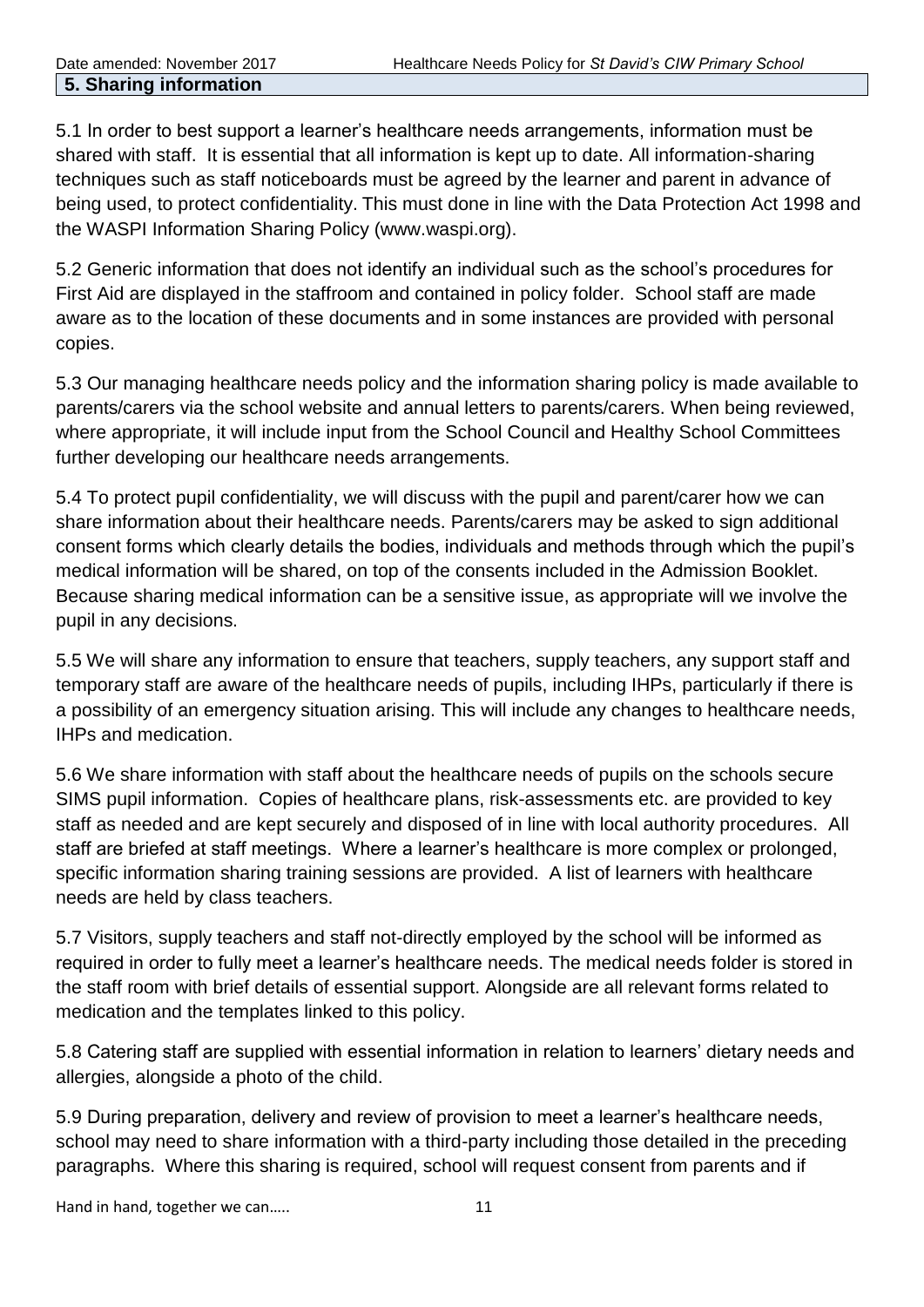## 5. Sharing information

5.1 In order to best support a learner's healthcare needs arrangements, information must be shared with staff. It is essential that all information is kept up to date. All information-sharing techniques such as staff noticeboards must be agreed by the learner and parent in advance of being used, to protect confidentiality. This must done in line with the Data Protection Act 1998 and the WASPI Information Sharing Policy (www.waspi.org).

5.2 Generic information that does not identify an individual such as the school's procedures for First Aid are displayed in the staffroom and contained in policy folder. School staff are made aware as to the location of these documents and in some instances are provided with personal copies.

5.3 Our managing healthcare needs policy and the information sharing policy is made available to parents/carers via the school website and annual letters to parents/carers. When being reviewed, where appropriate, it will include input from the School Council and Healthy School Committees further developing our healthcare needs arrangements.

5.4 To protect pupil confidentiality, we will discuss with the pupil and parent/carer how we can share information about their healthcare needs. Parents/carers may be asked to sign additional consent forms which clearly details the bodies, individuals and methods through which the pupil's medical information will be shared, on top of the consents included in the Admission Booklet. Because sharing medical information can be a sensitive issue, as appropriate will we involve the pupil in any decisions.

5.5 We will share any information to ensure that teachers, supply teachers, any support staff and temporary staff are aware of the healthcare needs of pupils, including IHPs, particularly if there is a possibility of an emergency situation arising. This will include any changes to healthcare needs, IHPs and medication.

5.6 We share information with staff about the healthcare needs of pupils on the schools secure SIMS pupil information. Copies of healthcare plans, risk-assessments etc. are provided to key staff as needed and are kept securely and disposed of in line with local authority procedures. All staff are briefed at staff meetings. Where a learner's healthcare is more complex or prolonged, specific information sharing training sessions are provided. A list of learners with healthcare needs are held by class teachers.

5.7 Visitors, supply teachers and staff not-directly employed by the school will be informed as required in order to fully meet a learner's healthcare needs. The medical needs folder is stored in the staff room with brief details of essential support. Alongside are all relevant forms related to medication and the templates linked to this policy.

5.8 Catering staff are supplied with essential information in relation to learners' dietary needs and allergies, alongside a photo of the child.

5.9 During preparation, delivery and review of provision to meet a learner's healthcare needs, school may need to share information with a third-party including those detailed in the preceding paragraphs. Where this sharing is required, school will request consent from parents and if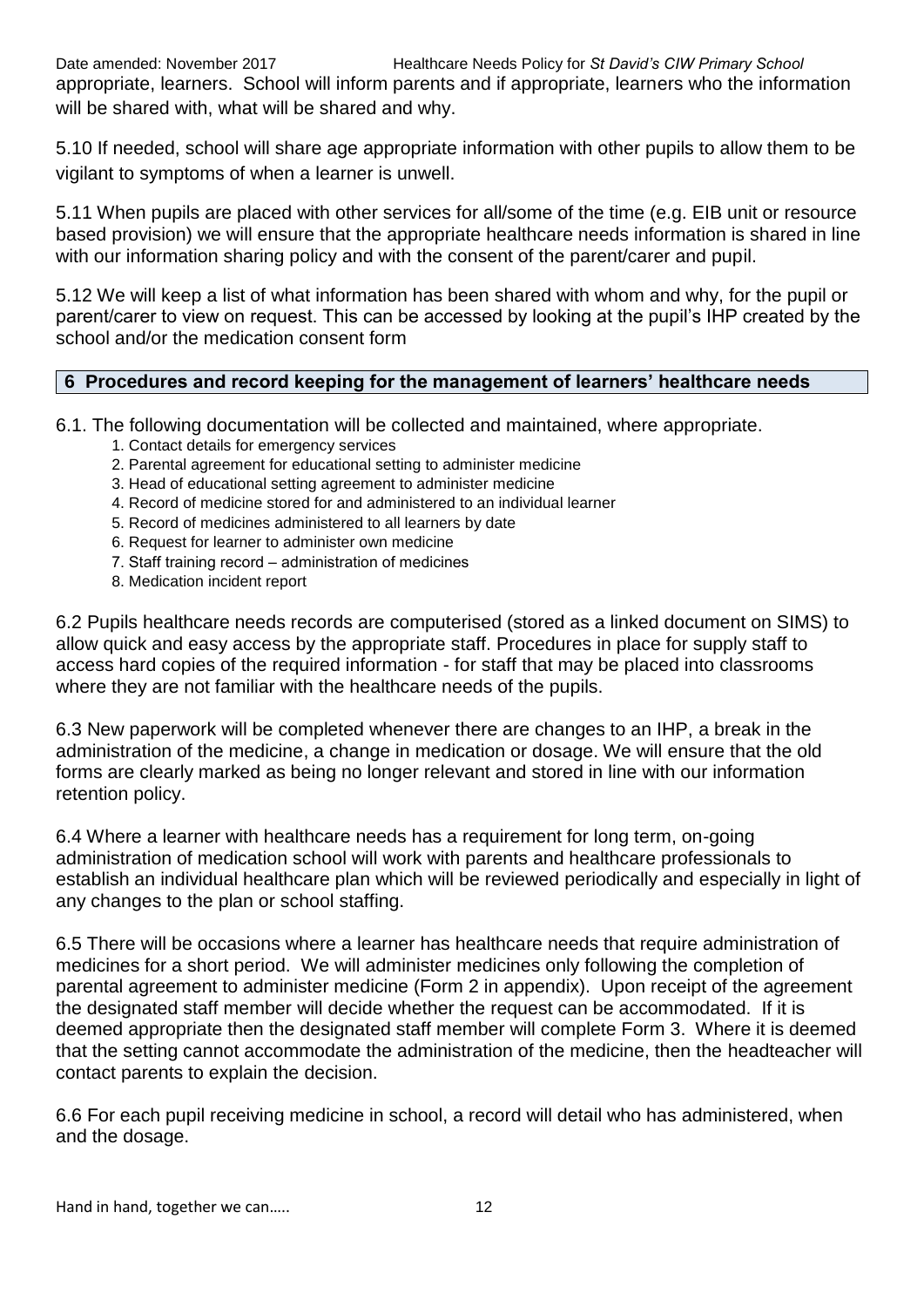appropriate, learners. School will inform parents and if appropriate, learners who the information will be shared with, what will be shared and why.

5.10 If needed, school will share age appropriate information with other pupils to allow them to be vigilant to symptoms of when a learner is unwell.

5.11 When pupils are placed with other services for all/some of the time (e.g. EIB unit or resource based provision) we will ensure that the appropriate healthcare needs information is shared in line with our information sharing policy and with the consent of the parent/carer and pupil.

5.12 We will keep a list of what information has been shared with whom and why, for the pupil or parent/carer to view on request. This can be accessed by looking at the pupil's IHP created by the school and/or the medication consent form

## 6 Procedures and record keeping for the management of learners' healthcare needs

6.1. The following documentation will be collected and maintained, where appropriate.

1. Contact details for emergency services
2. Parental agreement for educational setting to administer medicine
3. Head of educational setting agreement to administer medicine
4. Record of medicine stored for and administered to an individual learner
5. Record of medicines administered to all learners by date
6. Request for learner to administer own medicine
7. Staff training record – administration of medicines
8. Medication incident report

6.2 Pupils healthcare needs records are computerised (stored as a linked document on SIMS) to allow quick and easy access by the appropriate staff. Procedures in place for supply staff to access hard copies of the required information - for staff that may be placed into classrooms where they are not familiar with the healthcare needs of the pupils.

6.3 New paperwork will be completed whenever there are changes to an IHP, a break in the administration of the medicine, a change in medication or dosage. We will ensure that the old forms are clearly marked as being no longer relevant and stored in line with our information retention policy.

6.4 Where a learner with healthcare needs has a requirement for long term, on-going administration of medication school will work with parents and healthcare professionals to establish an individual healthcare plan which will be reviewed periodically and especially in light of any changes to the plan or school staffing.

6.5 There will be occasions where a learner has healthcare needs that require administration of medicines for a short period. We will administer medicines only following the completion of parental agreement to administer medicine (Form 2 in appendix). Upon receipt of the agreement the designated staff member will decide whether the request can be accommodated. If it is deemed appropriate then the designated staff member will complete Form 3. Where it is deemed that the setting cannot accommodate the administration of the medicine, then the headteacher will contact parents to explain the decision.

6.6 For each pupil receiving medicine in school, a record will detail who has administered, when and the dosage.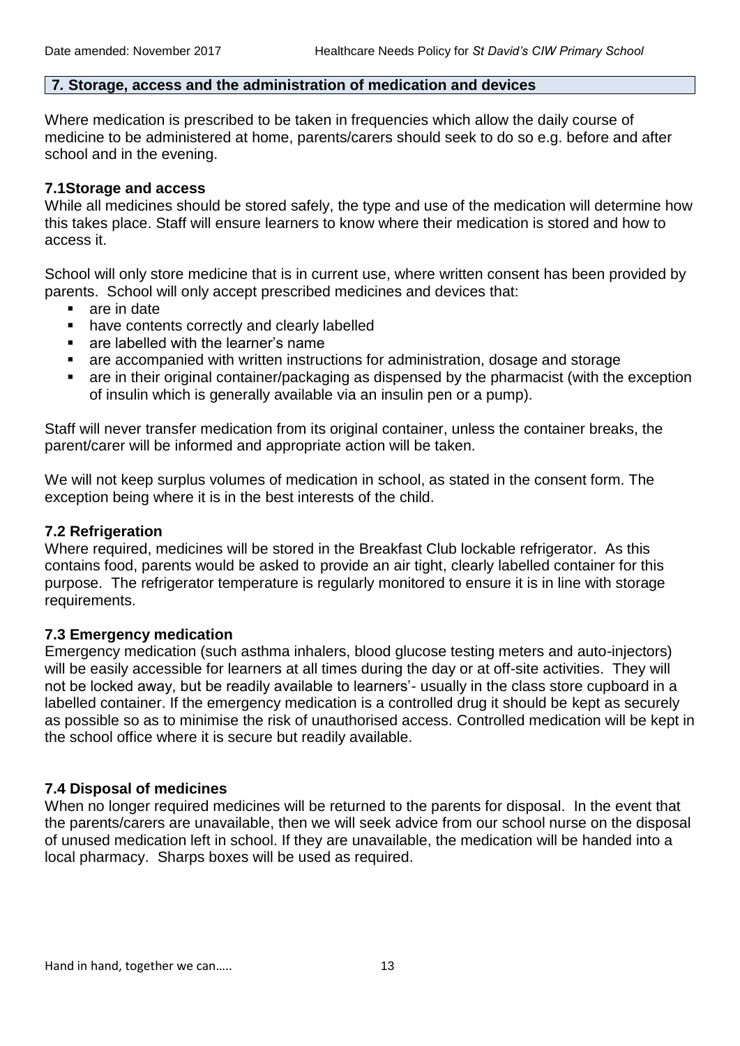## 7. Storage, access and the administration of medication and devices

Where medication is prescribed to be taken in frequencies which allow the daily course of medicine to be administered at home, parents/carers should seek to do so e.g. before and after school and in the evening.

### 7.1Storage and access

While all medicines should be stored safely, the type and use of the medication will determine how this takes place. Staff will ensure learners to know where their medication is stored and how to access it.

School will only store medicine that is in current use, where written consent has been provided by parents. School will only accept prescribed medicines and devices that:

- are in date
- have contents correctly and clearly labelled
- are labelled with the learner's name
- are accompanied with written instructions for administration, dosage and storage
- are in their original container/packaging as dispensed by the pharmacist (with the exception of insulin which is generally available via an insulin pen or a pump).

Staff will never transfer medication from its original container, unless the container breaks, the parent/carer will be informed and appropriate action will be taken.

We will not keep surplus volumes of medication in school, as stated in the consent form. The exception being where it is in the best interests of the child.

### 7.2 Refrigeration

Where required, medicines will be stored in the Breakfast Club lockable refrigerator. As this contains food, parents would be asked to provide an air tight, clearly labelled container for this purpose. The refrigerator temperature is regularly monitored to ensure it is in line with storage requirements.

### 7.3 Emergency medication

Emergency medication (such asthma inhalers, blood glucose testing meters and auto-injectors) will be easily accessible for learners at all times during the day or at off-site activities. They will not be locked away, but be readily available to learners'- usually in the class store cupboard in a labelled container. If the emergency medication is a controlled drug it should be kept as securely as possible so as to minimise the risk of unauthorised access. Controlled medication will be kept in the school office where it is secure but readily available.

### 7.4 Disposal of medicines

When no longer required medicines will be returned to the parents for disposal. In the event that the parents/carers are unavailable, then we will seek advice from our school nurse on the disposal of unused medication left in school. If they are unavailable, the medication will be handed into a local pharmacy. Sharps boxes will be used as required.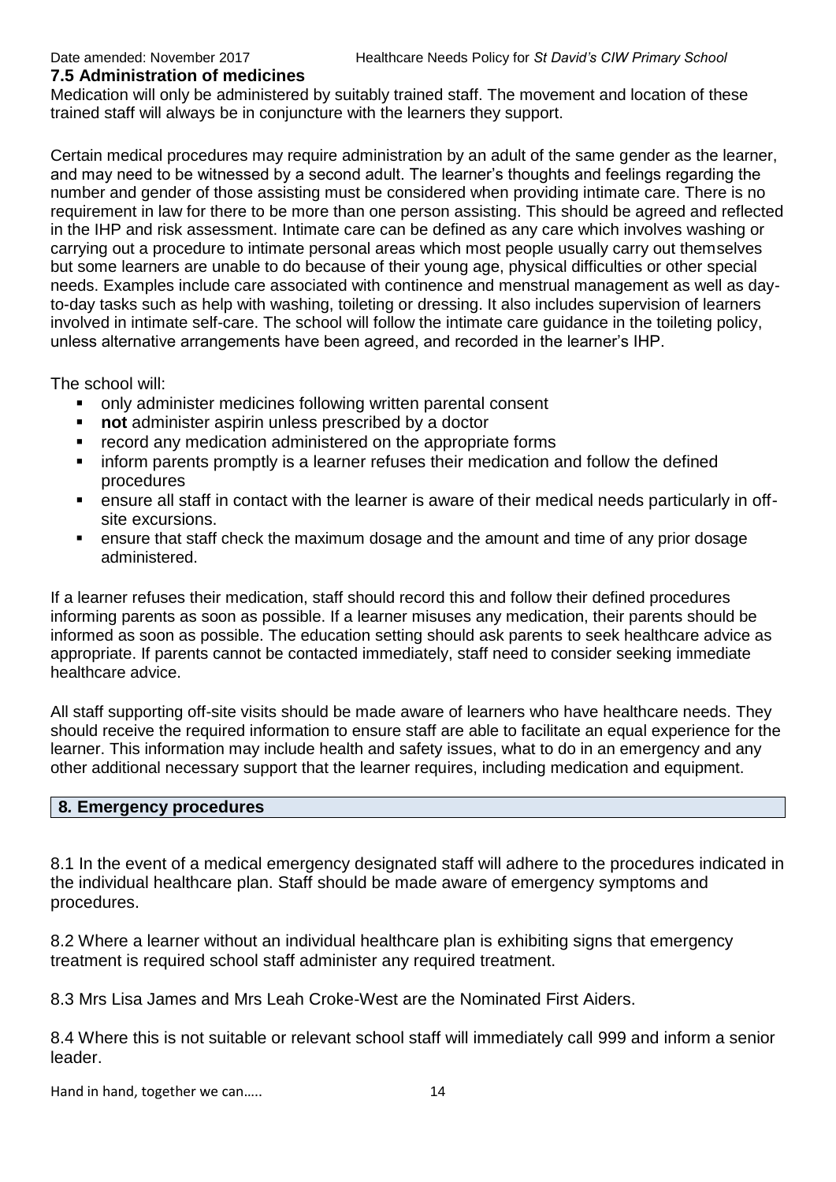### 7.5 Administration of medicines

Medication will only be administered by suitably trained staff. The movement and location of these trained staff will always be in conjuncture with the learners they support.

Certain medical procedures may require administration by an adult of the same gender as the learner, and may need to be witnessed by a second adult. The learner's thoughts and feelings regarding the number and gender of those assisting must be considered when providing intimate care. There is no requirement in law for there to be more than one person assisting. This should be agreed and reflected in the IHP and risk assessment. Intimate care can be defined as any care which involves washing or carrying out a procedure to intimate personal areas which most people usually carry out themselves but some learners are unable to do because of their young age, physical difficulties or other special needs. Examples include care associated with continence and menstrual management as well as day-to-day tasks such as help with washing, toileting or dressing. It also includes supervision of learners involved in intimate self-care. The school will follow the intimate care guidance in the toileting policy, unless alternative arrangements have been agreed, and recorded in the learner's IHP.

The school will:

- only administer medicines following written parental consent
- **not** administer aspirin unless prescribed by a doctor
- record any medication administered on the appropriate forms
- inform parents promptly is a learner refuses their medication and follow the defined procedures
- ensure all staff in contact with the learner is aware of their medical needs particularly in off-site excursions.
- ensure that staff check the maximum dosage and the amount and time of any prior dosage administered.

If a learner refuses their medication, staff should record this and follow their defined procedures informing parents as soon as possible. If a learner misuses any medication, their parents should be informed as soon as possible. The education setting should ask parents to seek healthcare advice as appropriate. If parents cannot be contacted immediately, staff need to consider seeking immediate healthcare advice.

All staff supporting off-site visits should be made aware of learners who have healthcare needs. They should receive the required information to ensure staff are able to facilitate an equal experience for the learner. This information may include health and safety issues, what to do in an emergency and any other additional necessary support that the learner requires, including medication and equipment.

## 8. Emergency procedures

8.1 In the event of a medical emergency designated staff will adhere to the procedures indicated in the individual healthcare plan. Staff should be made aware of emergency symptoms and procedures.

8.2 Where a learner without an individual healthcare plan is exhibiting signs that emergency treatment is required school staff administer any required treatment.

8.3 Mrs Lisa James and Mrs Leah Croke-West are the Nominated First Aiders.

8.4 Where this is not suitable or relevant school staff will immediately call 999 and inform a senior leader.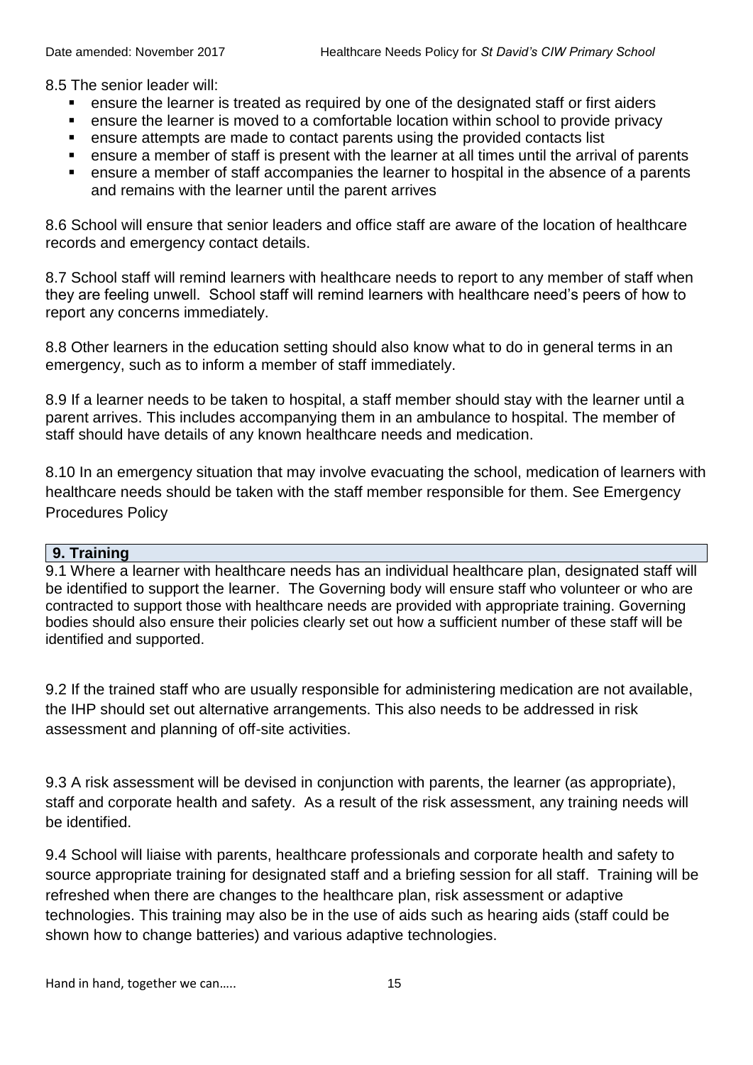8.5 The senior leader will:

- ensure the learner is treated as required by one of the designated staff or first aiders
- ensure the learner is moved to a comfortable location within school to provide privacy
- ensure attempts are made to contact parents using the provided contacts list
- ensure a member of staff is present with the learner at all times until the arrival of parents
- ensure a member of staff accompanies the learner to hospital in the absence of a parents and remains with the learner until the parent arrives

8.6 School will ensure that senior leaders and office staff are aware of the location of healthcare records and emergency contact details.

8.7 School staff will remind learners with healthcare needs to report to any member of staff when they are feeling unwell. School staff will remind learners with healthcare need's peers of how to report any concerns immediately.

8.8 Other learners in the education setting should also know what to do in general terms in an emergency, such as to inform a member of staff immediately.

8.9 If a learner needs to be taken to hospital, a staff member should stay with the learner until a parent arrives. This includes accompanying them in an ambulance to hospital. The member of staff should have details of any known healthcare needs and medication.

8.10 In an emergency situation that may involve evacuating the school, medication of learners with healthcare needs should be taken with the staff member responsible for them. See Emergency Procedures Policy

## 9. Training

9.1 Where a learner with healthcare needs has an individual healthcare plan, designated staff will be identified to support the learner. The Governing body will ensure staff who volunteer or who are contracted to support those with healthcare needs are provided with appropriate training. Governing bodies should also ensure their policies clearly set out how a sufficient number of these staff will be identified and supported.

9.2 If the trained staff who are usually responsible for administering medication are not available, the IHP should set out alternative arrangements. This also needs to be addressed in risk assessment and planning of off-site activities.

9.3 A risk assessment will be devised in conjunction with parents, the learner (as appropriate), staff and corporate health and safety. As a result of the risk assessment, any training needs will be identified.

9.4 School will liaise with parents, healthcare professionals and corporate health and safety to source appropriate training for designated staff and a briefing session for all staff. Training will be refreshed when there are changes to the healthcare plan, risk assessment or adaptive technologies. This training may also be in the use of aids such as hearing aids (staff could be shown how to change batteries) and various adaptive technologies.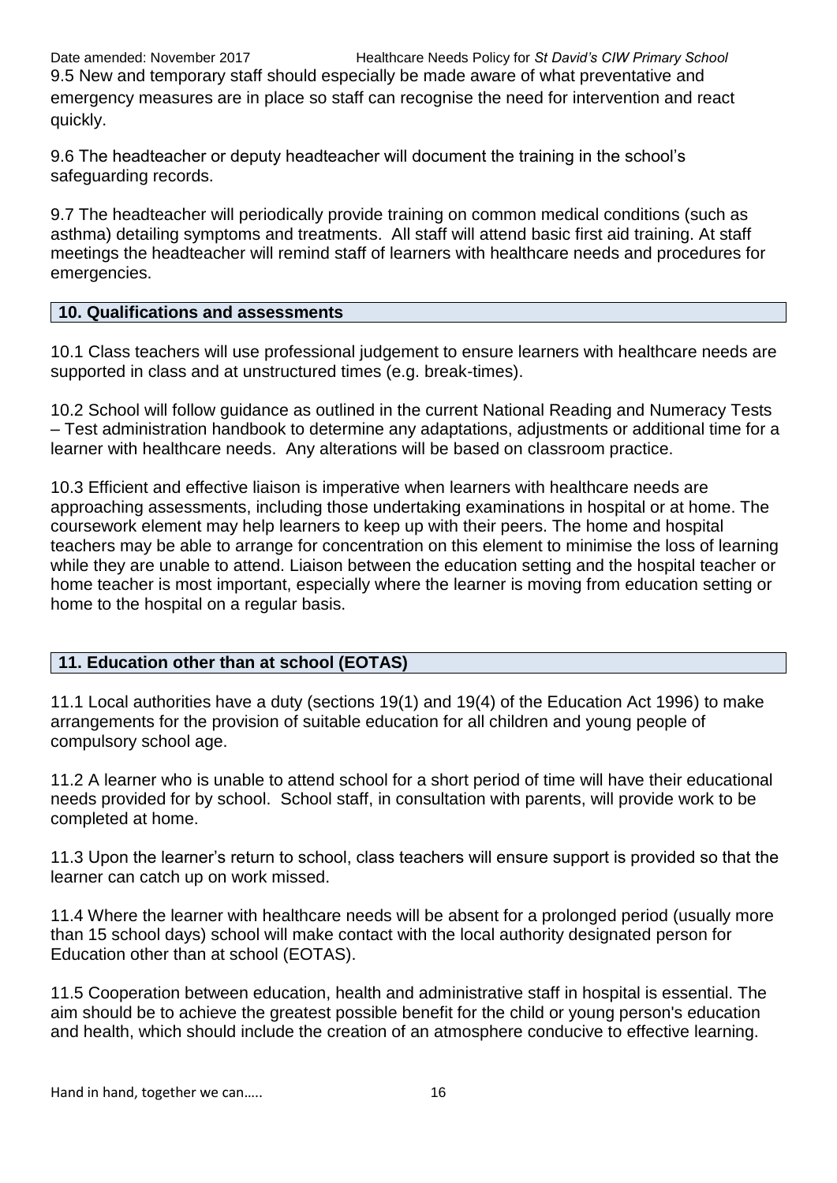9.5 New and temporary staff should especially be made aware of what preventative and emergency measures are in place so staff can recognise the need for intervention and react quickly.

9.6 The headteacher or deputy headteacher will document the training in the school's safeguarding records.

9.7 The headteacher will periodically provide training on common medical conditions (such as asthma) detailing symptoms and treatments. All staff will attend basic first aid training. At staff meetings the headteacher will remind staff of learners with healthcare needs and procedures for emergencies.

## 10. Qualifications and assessments

10.1 Class teachers will use professional judgement to ensure learners with healthcare needs are supported in class and at unstructured times (e.g. break-times).

10.2 School will follow guidance as outlined in the current National Reading and Numeracy Tests – Test administration handbook to determine any adaptations, adjustments or additional time for a learner with healthcare needs. Any alterations will be based on classroom practice.

10.3 Efficient and effective liaison is imperative when learners with healthcare needs are approaching assessments, including those undertaking examinations in hospital or at home. The coursework element may help learners to keep up with their peers. The home and hospital teachers may be able to arrange for concentration on this element to minimise the loss of learning while they are unable to attend. Liaison between the education setting and the hospital teacher or home teacher is most important, especially where the learner is moving from education setting or home to the hospital on a regular basis.

## 11. Education other than at school (EOTAS)

11.1 Local authorities have a duty (sections 19(1) and 19(4) of the Education Act 1996) to make arrangements for the provision of suitable education for all children and young people of compulsory school age.

11.2 A learner who is unable to attend school for a short period of time will have their educational needs provided for by school. School staff, in consultation with parents, will provide work to be completed at home.

11.3 Upon the learner's return to school, class teachers will ensure support is provided so that the learner can catch up on work missed.

11.4 Where the learner with healthcare needs will be absent for a prolonged period (usually more than 15 school days) school will make contact with the local authority designated person for Education other than at school (EOTAS).

11.5 Cooperation between education, health and administrative staff in hospital is essential. The aim should be to achieve the greatest possible benefit for the child or young person's education and health, which should include the creation of an atmosphere conducive to effective learning.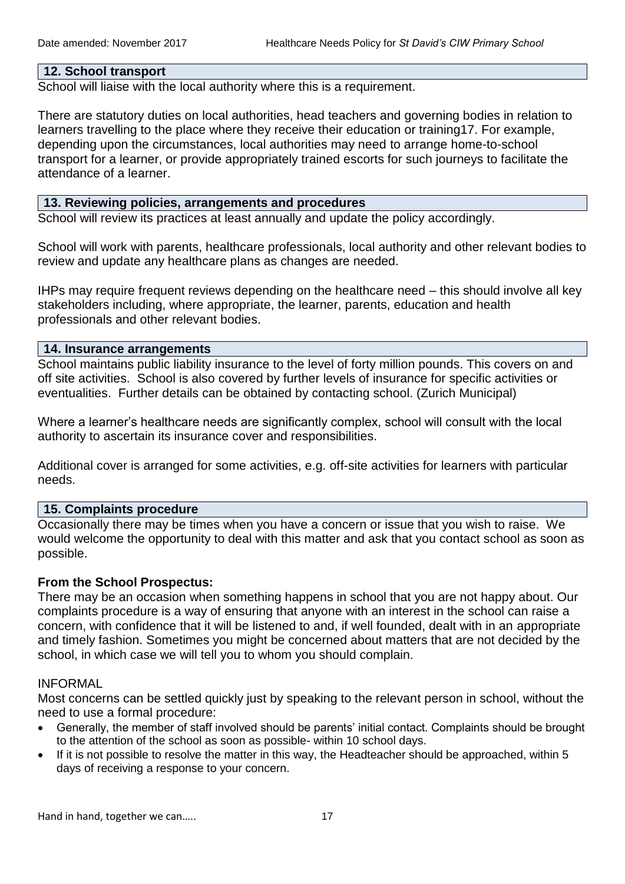## 12. School transport

School will liaise with the local authority where this is a requirement.

There are statutory duties on local authorities, head teachers and governing bodies in relation to learners travelling to the place where they receive their education or training17. For example, depending upon the circumstances, local authorities may need to arrange home-to-school transport for a learner, or provide appropriately trained escorts for such journeys to facilitate the attendance of a learner.

## 13. Reviewing policies, arrangements and procedures

School will review its practices at least annually and update the policy accordingly.

School will work with parents, healthcare professionals, local authority and other relevant bodies to review and update any healthcare plans as changes are needed.

IHPs may require frequent reviews depending on the healthcare need – this should involve all key stakeholders including, where appropriate, the learner, parents, education and health professionals and other relevant bodies.

## 14. Insurance arrangements

School maintains public liability insurance to the level of forty million pounds. This covers on and off site activities. School is also covered by further levels of insurance for specific activities or eventualities. Further details can be obtained by contacting school. (Zurich Municipal)

Where a learner's healthcare needs are significantly complex, school will consult with the local authority to ascertain its insurance cover and responsibilities.

Additional cover is arranged for some activities, e.g. off-site activities for learners with particular needs.

## 15. Complaints procedure

Occasionally there may be times when you have a concern or issue that you wish to raise. We would welcome the opportunity to deal with this matter and ask that you contact school as soon as possible.

**From the School Prospectus:**

There may be an occasion when something happens in school that you are not happy about. Our complaints procedure is a way of ensuring that anyone with an interest in the school can raise a concern, with confidence that it will be listened to and, if well founded, dealt with in an appropriate and timely fashion. Sometimes you might be concerned about matters that are not decided by the school, in which case we will tell you to whom you should complain.

INFORMAL

Most concerns can be settled quickly just by speaking to the relevant person in school, without the need to use a formal procedure:

- Generally, the member of staff involved should be parents' initial contact. Complaints should be brought to the attention of the school as soon as possible- within 10 school days.
- If it is not possible to resolve the matter in this way, the Headteacher should be approached, within 5 days of receiving a response to your concern.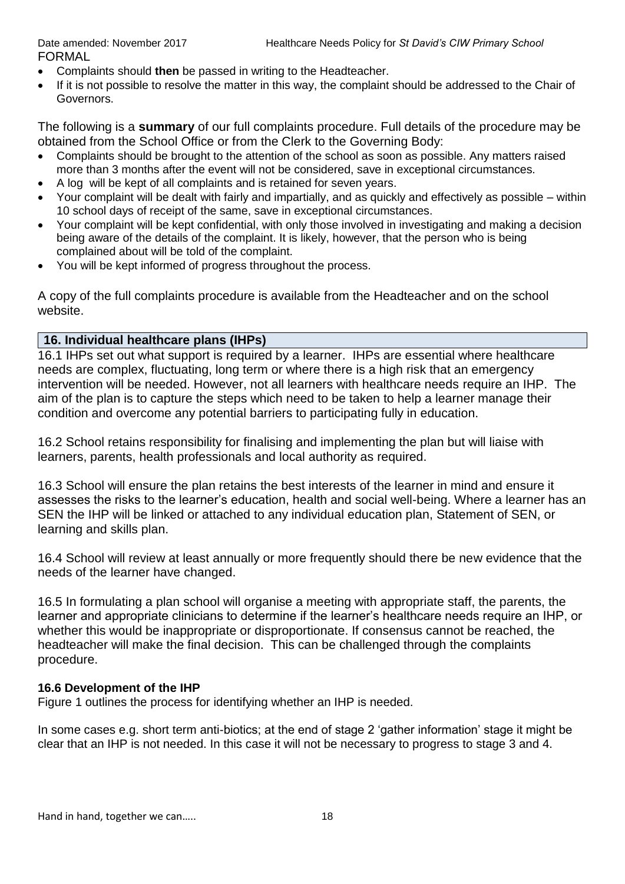FORMAL

- Complaints should **then** be passed in writing to the Headteacher.
- If it is not possible to resolve the matter in this way, the complaint should be addressed to the Chair of Governors.

The following is a **summary** of our full complaints procedure. Full details of the procedure may be obtained from the School Office or from the Clerk to the Governing Body:

- Complaints should be brought to the attention of the school as soon as possible. Any matters raised more than 3 months after the event will not be considered, save in exceptional circumstances.
- A log will be kept of all complaints and is retained for seven years.
- Your complaint will be dealt with fairly and impartially, and as quickly and effectively as possible – within 10 school days of receipt of the same, save in exceptional circumstances.
- Your complaint will be kept confidential, with only those involved in investigating and making a decision being aware of the details of the complaint. It is likely, however, that the person who is being complained about will be told of the complaint.
- You will be kept informed of progress throughout the process.

A copy of the full complaints procedure is available from the Headteacher and on the school website.

## 16. Individual healthcare plans (IHPs)

16.1 IHPs set out what support is required by a learner. IHPs are essential where healthcare needs are complex, fluctuating, long term or where there is a high risk that an emergency intervention will be needed. However, not all learners with healthcare needs require an IHP. The aim of the plan is to capture the steps which need to be taken to help a learner manage their condition and overcome any potential barriers to participating fully in education.

16.2 School retains responsibility for finalising and implementing the plan but will liaise with learners, parents, health professionals and local authority as required.

16.3 School will ensure the plan retains the best interests of the learner in mind and ensure it assesses the risks to the learner's education, health and social well-being. Where a learner has an SEN the IHP will be linked or attached to any individual education plan, Statement of SEN, or learning and skills plan.

16.4 School will review at least annually or more frequently should there be new evidence that the needs of the learner have changed.

16.5 In formulating a plan school will organise a meeting with appropriate staff, the parents, the learner and appropriate clinicians to determine if the learner's healthcare needs require an IHP, or whether this would be inappropriate or disproportionate. If consensus cannot be reached, the headteacher will make the final decision. This can be challenged through the complaints procedure.

### 16.6 Development of the IHP

Figure 1 outlines the process for identifying whether an IHP is needed.

In some cases e.g. short term anti-biotics; at the end of stage 2 'gather information' stage it might be clear that an IHP is not needed. In this case it will not be necessary to progress to stage 3 and 4.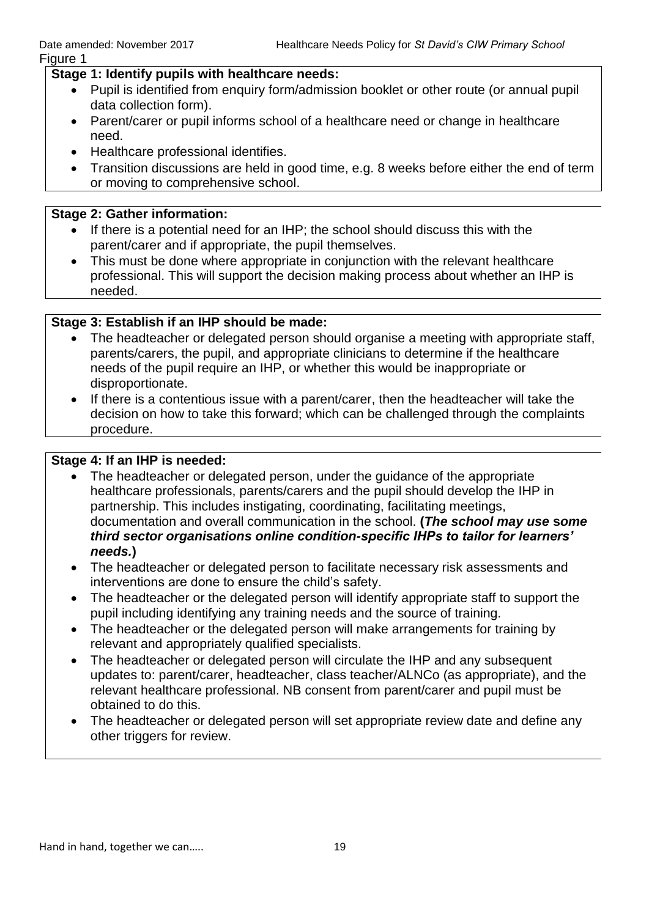Figure 1

**Stage 1: Identify pupils with healthcare needs:**

- Pupil is identified from enquiry form/admission booklet or other route (or annual pupil data collection form).
- Parent/carer or pupil informs school of a healthcare need or change in healthcare need.
- Healthcare professional identifies.
- Transition discussions are held in good time, e.g. 8 weeks before either the end of term or moving to comprehensive school.

**Stage 2: Gather information:**

- If there is a potential need for an IHP; the school should discuss this with the parent/carer and if appropriate, the pupil themselves.
- This must be done where appropriate in conjunction with the relevant healthcare professional. This will support the decision making process about whether an IHP is needed.

**Stage 3: Establish if an IHP should be made:**

- The headteacher or delegated person should organise a meeting with appropriate staff, parents/carers, the pupil, and appropriate clinicians to determine if the healthcare needs of the pupil require an IHP, or whether this would be inappropriate or disproportionate.
- If there is a contentious issue with a parent/carer, then the headteacher will take the decision on how to take this forward; which can be challenged through the complaints procedure.

**Stage 4: If an IHP is needed:**

- The headteacher or delegated person, under the guidance of the appropriate healthcare professionals, parents/carers and the pupil should develop the IHP in partnership. This includes instigating, coordinating, facilitating meetings, documentation and overall communication in the school. **(*The school may use some third sector organisations online condition-specific IHPs to tailor for learners' needs.*)**
- The headteacher or delegated person to facilitate necessary risk assessments and interventions are done to ensure the child's safety.
- The headteacher or the delegated person will identify appropriate staff to support the pupil including identifying any training needs and the source of training.
- The headteacher or the delegated person will make arrangements for training by relevant and appropriately qualified specialists.
- The headteacher or delegated person will circulate the IHP and any subsequent updates to: parent/carer, headteacher, class teacher/ALNCo (as appropriate), and the relevant healthcare professional. NB consent from parent/carer and pupil must be obtained to do this.
- The headteacher or delegated person will set appropriate review date and define any other triggers for review.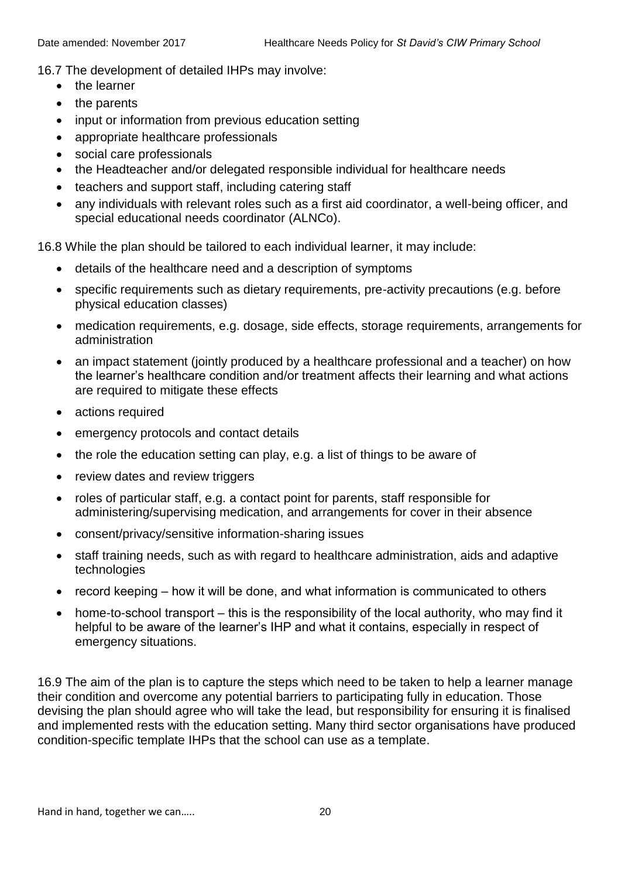16.7 The development of detailed IHPs may involve:

- the learner
- the parents
- input or information from previous education setting
- appropriate healthcare professionals
- social care professionals
- the Headteacher and/or delegated responsible individual for healthcare needs
- teachers and support staff, including catering staff
- any individuals with relevant roles such as a first aid coordinator, a well-being officer, and special educational needs coordinator (ALNCo).

16.8 While the plan should be tailored to each individual learner, it may include:

- details of the healthcare need and a description of symptoms
- specific requirements such as dietary requirements, pre-activity precautions (e.g. before physical education classes)
- medication requirements, e.g. dosage, side effects, storage requirements, arrangements for administration
- an impact statement (jointly produced by a healthcare professional and a teacher) on how the learner's healthcare condition and/or treatment affects their learning and what actions are required to mitigate these effects
- actions required
- emergency protocols and contact details
- the role the education setting can play, e.g. a list of things to be aware of
- review dates and review triggers
- roles of particular staff, e.g. a contact point for parents, staff responsible for administering/supervising medication, and arrangements for cover in their absence
- consent/privacy/sensitive information-sharing issues
- staff training needs, such as with regard to healthcare administration, aids and adaptive technologies
- record keeping – how it will be done, and what information is communicated to others
- home-to-school transport – this is the responsibility of the local authority, who may find it helpful to be aware of the learner's IHP and what it contains, especially in respect of emergency situations.

16.9 The aim of the plan is to capture the steps which need to be taken to help a learner manage their condition and overcome any potential barriers to participating fully in education. Those devising the plan should agree who will take the lead, but responsibility for ensuring it is finalised and implemented rests with the education setting. Many third sector organisations have produced condition-specific template IHPs that the school can use as a template.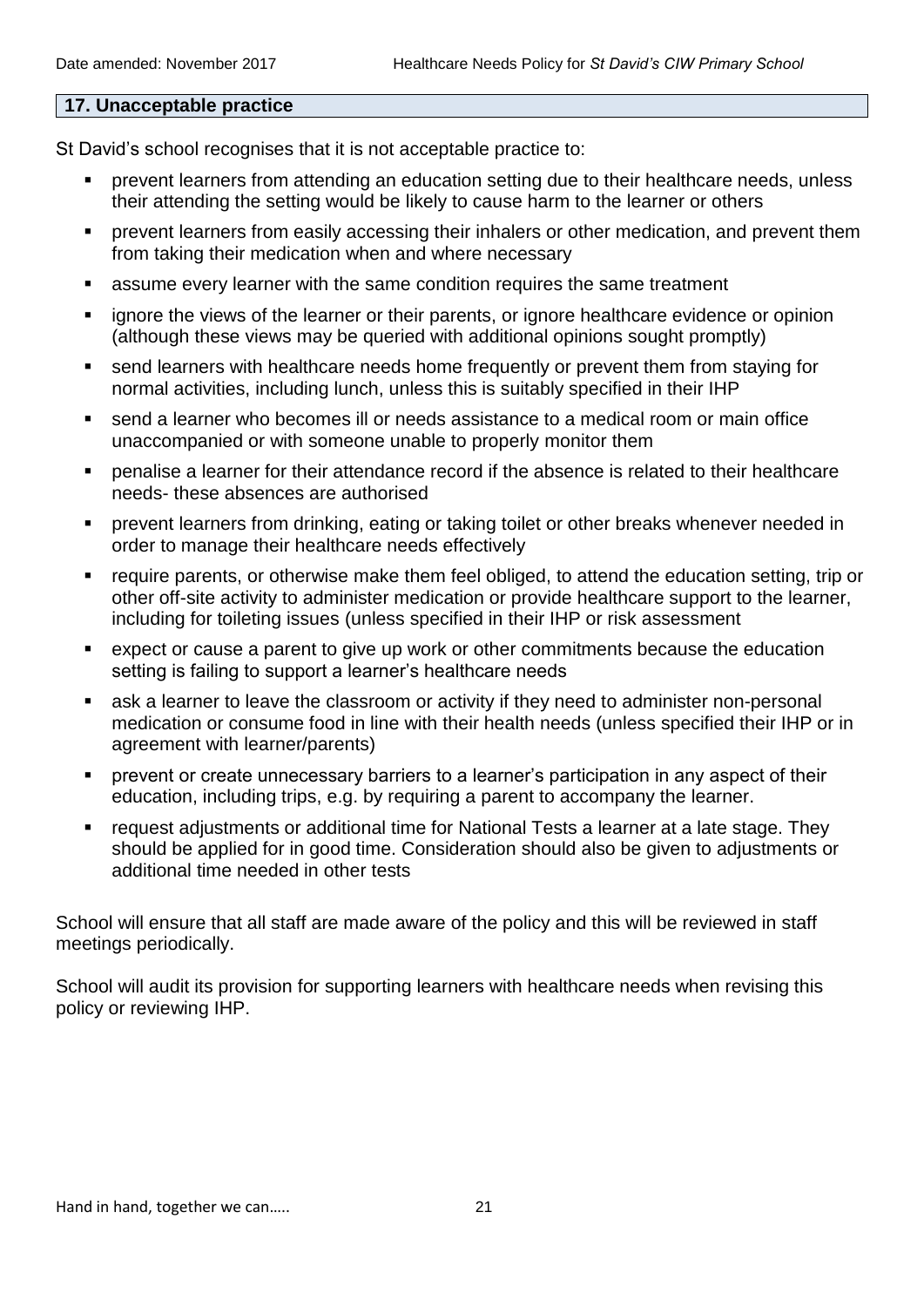## 17. Unacceptable practice

St David's school recognises that it is not acceptable practice to:

- prevent learners from attending an education setting due to their healthcare needs, unless their attending the setting would be likely to cause harm to the learner or others
- prevent learners from easily accessing their inhalers or other medication, and prevent them from taking their medication when and where necessary
- assume every learner with the same condition requires the same treatment
- ignore the views of the learner or their parents, or ignore healthcare evidence or opinion (although these views may be queried with additional opinions sought promptly)
- send learners with healthcare needs home frequently or prevent them from staying for normal activities, including lunch, unless this is suitably specified in their IHP
- send a learner who becomes ill or needs assistance to a medical room or main office unaccompanied or with someone unable to properly monitor them
- penalise a learner for their attendance record if the absence is related to their healthcare needs- these absences are authorised
- prevent learners from drinking, eating or taking toilet or other breaks whenever needed in order to manage their healthcare needs effectively
- require parents, or otherwise make them feel obliged, to attend the education setting, trip or other off-site activity to administer medication or provide healthcare support to the learner, including for toileting issues (unless specified in their IHP or risk assessment
- expect or cause a parent to give up work or other commitments because the education setting is failing to support a learner's healthcare needs
- ask a learner to leave the classroom or activity if they need to administer non-personal medication or consume food in line with their health needs (unless specified their IHP or in agreement with learner/parents)
- prevent or create unnecessary barriers to a learner's participation in any aspect of their education, including trips, e.g. by requiring a parent to accompany the learner.
- request adjustments or additional time for National Tests a learner at a late stage. They should be applied for in good time. Consideration should also be given to adjustments or additional time needed in other tests

School will ensure that all staff are made aware of the policy and this will be reviewed in staff meetings periodically.

School will audit its provision for supporting learners with healthcare needs when revising this policy or reviewing IHP.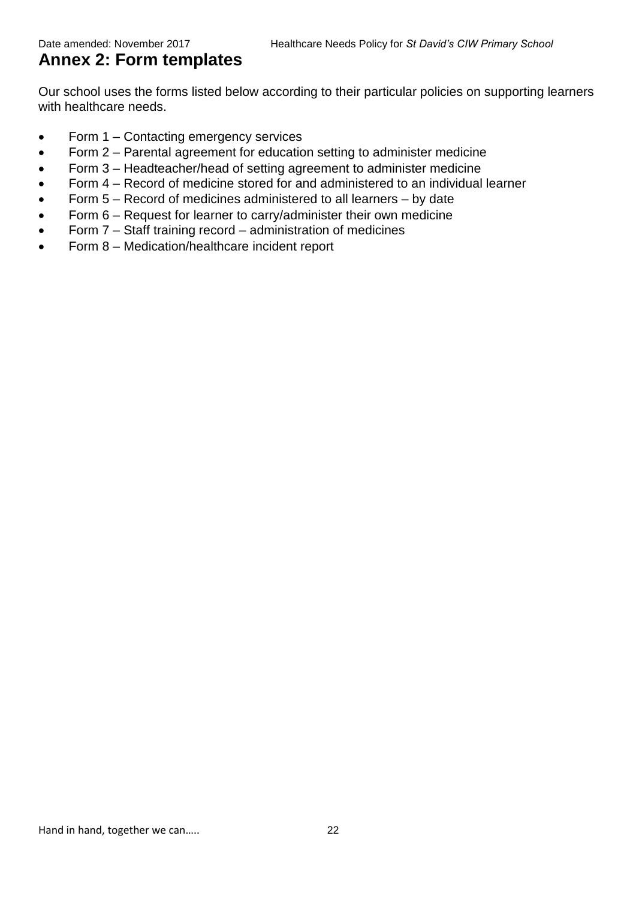# Annex 2: Form templates

Our school uses the forms listed below according to their particular policies on supporting learners with healthcare needs.

- Form 1 – Contacting emergency services
- Form 2 – Parental agreement for education setting to administer medicine
- Form 3 – Headteacher/head of setting agreement to administer medicine
- Form 4 – Record of medicine stored for and administered to an individual learner
- Form 5 – Record of medicines administered to all learners – by date
- Form 6 – Request for learner to carry/administer their own medicine
- Form 7 – Staff training record – administration of medicines
- Form 8 – Medication/healthcare incident report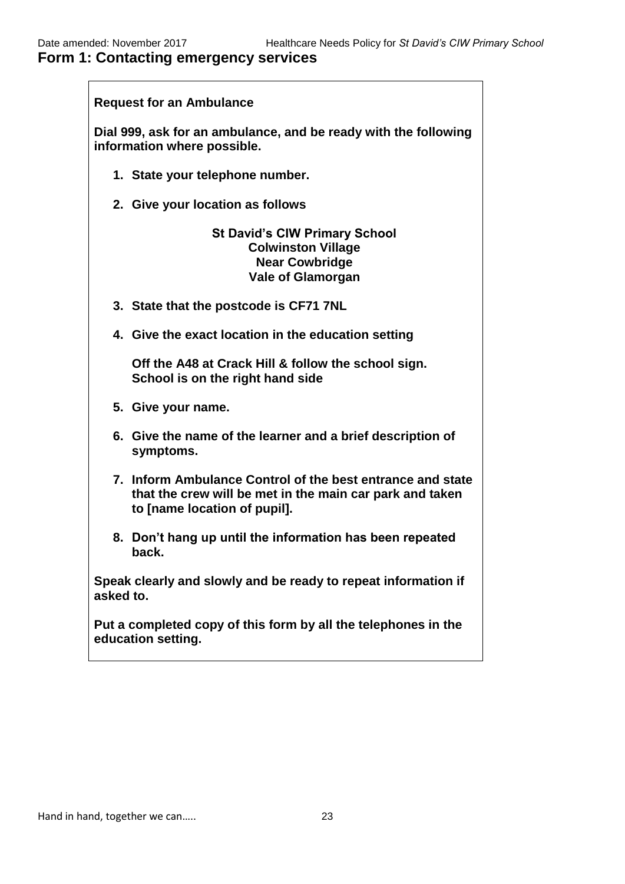# Form 1: Contacting emergency services

**Request for an Ambulance**

**Dial 999, ask for an ambulance, and be ready with the following information where possible.**

1. **State your telephone number.**
2. **Give your location as follows**

   **St David's CIW Primary School**
   **Colwinston Village**
   **Near Cowbridge**
   **Vale of Glamorgan**

3. **State that the postcode is CF71 7NL**
4. **Give the exact location in the education setting**

   **Off the A48 at Crack Hill & follow the school sign. School is on the right hand side**

5. **Give your name.**
6. **Give the name of the learner and a brief description of symptoms.**
7. **Inform Ambulance Control of the best entrance and state that the crew will be met in the main car park and taken to [name location of pupil].**
8. **Don't hang up until the information has been repeated back.**

**Speak clearly and slowly and be ready to repeat information if asked to.**

**Put a completed copy of this form by all the telephones in the education setting.**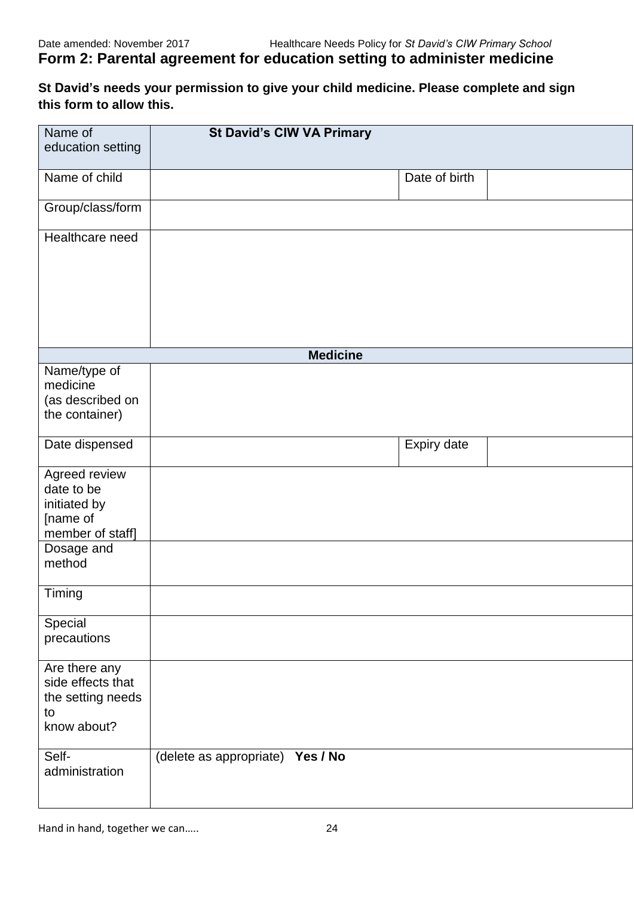# Form 2: Parental agreement for education setting to administer medicine

**St David's needs your permission to give your child medicine. Please complete and sign this form to allow this.**

| Name of education setting | **St David's CIW VA Primary** | | |
|---|---|---|---|
| Name of child | | Date of birth | |
| Group/class/form | | | |
| Healthcare need | | | |
| **Medicine** | | | |
| Name/type of medicine (as described on the container) | | | |
| Date dispensed | | Expiry date | |
| Agreed review date to be initiated by [name of member of staff] | | | |
| Dosage and method | | | |
| Timing | | | |
| Special precautions | | | |
| Are there any side effects that the setting needs to know about? | | | |
| Self-administration | (delete as appropriate) **Yes / No** | | |

Hand in hand, together we can…..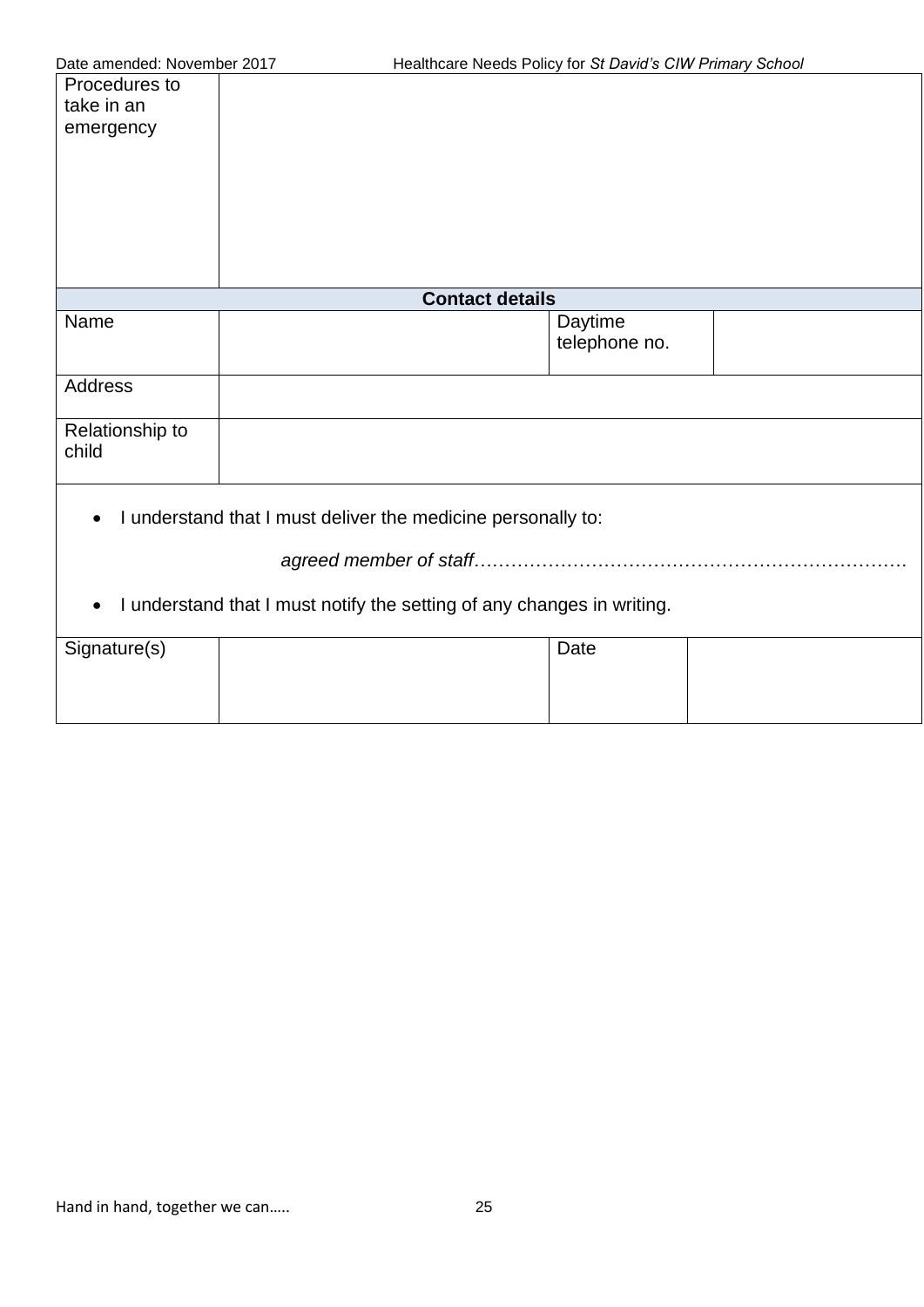| Procedures to take in an emergency | | | |
|---|---|---|---|
| **Contact details** | | | |
| Name | | Daytime telephone no. | |
| Address | | | |
| Relationship to child | | | |

- I understand that I must deliver the medicine personally to:

  *agreed member of staff*………………………………………………………………

- I understand that I must notify the setting of any changes in writing.

| Signature(s) | | Date | |
|---|---|---|---|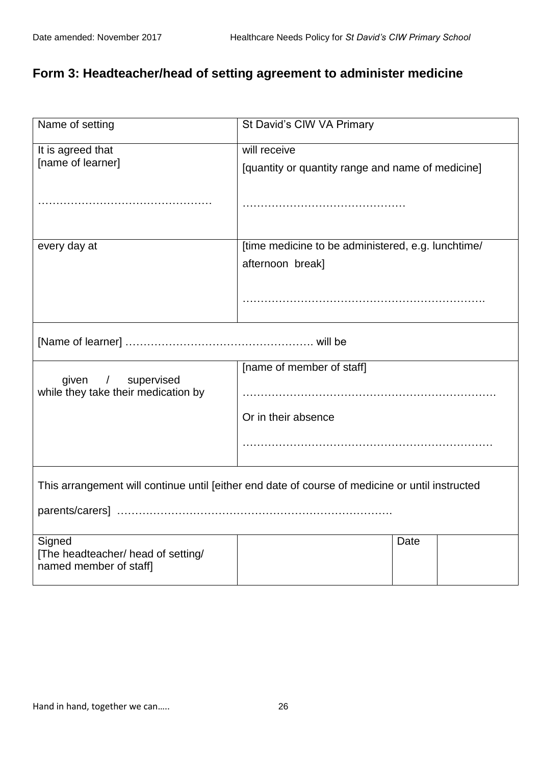## Form 3: Headteacher/head of setting agreement to administer medicine

| | | | |
|---|---|---|---|
| Name of setting | St David's CIW VA Primary | | |
| It is agreed that<br>[name of learner]<br><br>………………………………………… | will receive<br>[quantity or quantity range and name of medicine]<br><br>……………………………………… | | |
| every day at | [time medicine to be administered, e.g. lunchtime/ afternoon break]<br><br>…………………………………………………………. | | |
| [Name of learner] ……………………………………………. will be | | | |
| given / supervised<br>while they take their medication by | [name of member of staff]<br><br>…………………………………………………………….<br><br>Or in their absence<br><br>…………………………………………………………… | | |
| This arrangement will continue until [either end date of course of medicine or until instructed parents/carers] ………………………………………………………………… | | | |
| Signed<br>[The headteacher/ head of setting/ named member of staff] | | Date | |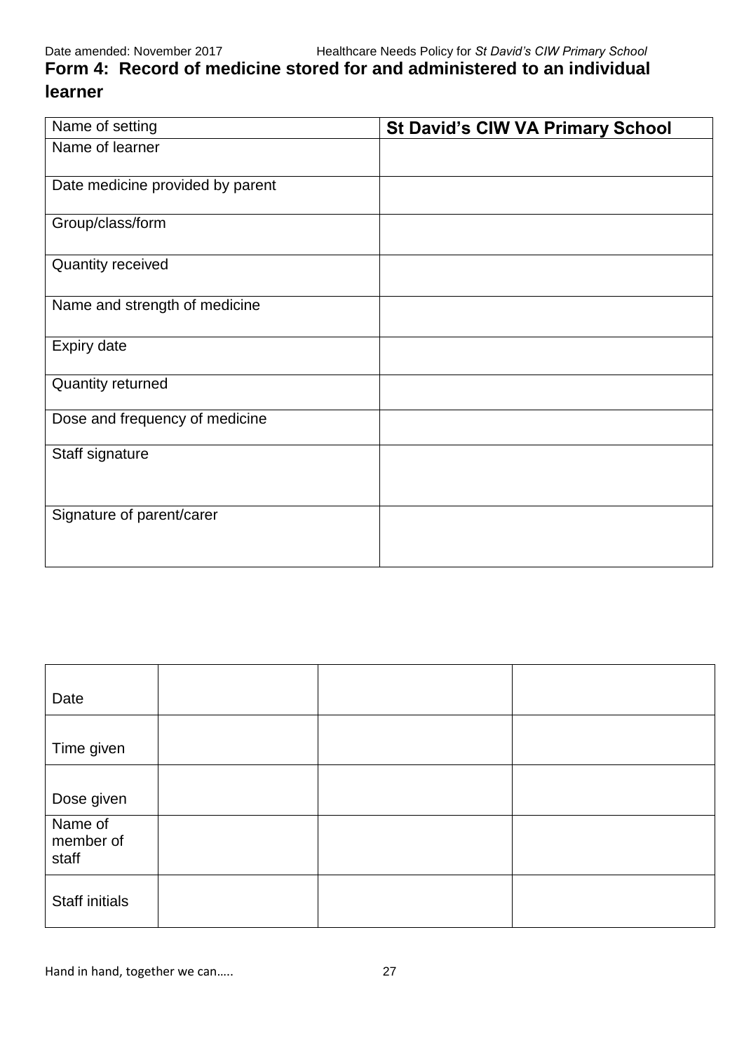## Form 4: Record of medicine stored for and administered to an individual learner

| Name of setting | **St David's CIW VA Primary School** |
|---|---|
| Name of learner | |
| Date medicine provided by parent | |
| Group/class/form | |
| Quantity received | |
| Name and strength of medicine | |
| Expiry date | |
| Quantity returned | |
| Dose and frequency of medicine | |
| Staff signature | |
| Signature of parent/carer | |

| Date | | | |
|---|---|---|---|
| Time given | | | |
| Dose given | | | |
| Name of member of staff | | | |
| Staff initials | | | |

Hand in hand, together we can…..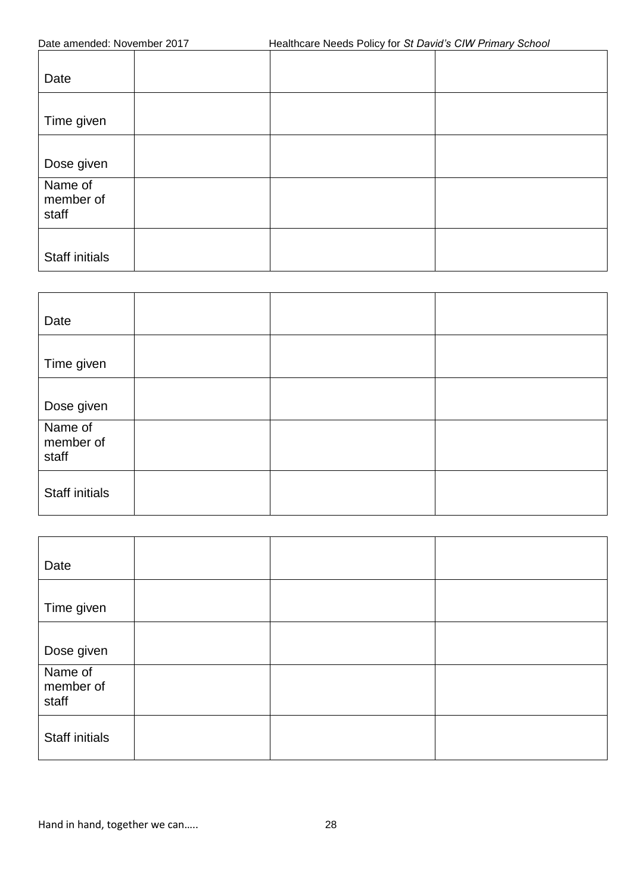| Date | | | |
|---|---|---|---|
| Time given | | | |
| Dose given | | | |
| Name of member of staff | | | |
| Staff initials | | | |

| Date | | | |
|---|---|---|---|
| Time given | | | |
| Dose given | | | |
| Name of member of staff | | | |
| Staff initials | | | |

| Date | | | |
|---|---|---|---|
| Time given | | | |
| Dose given | | | |
| Name of member of staff | | | |
| Staff initials | | | |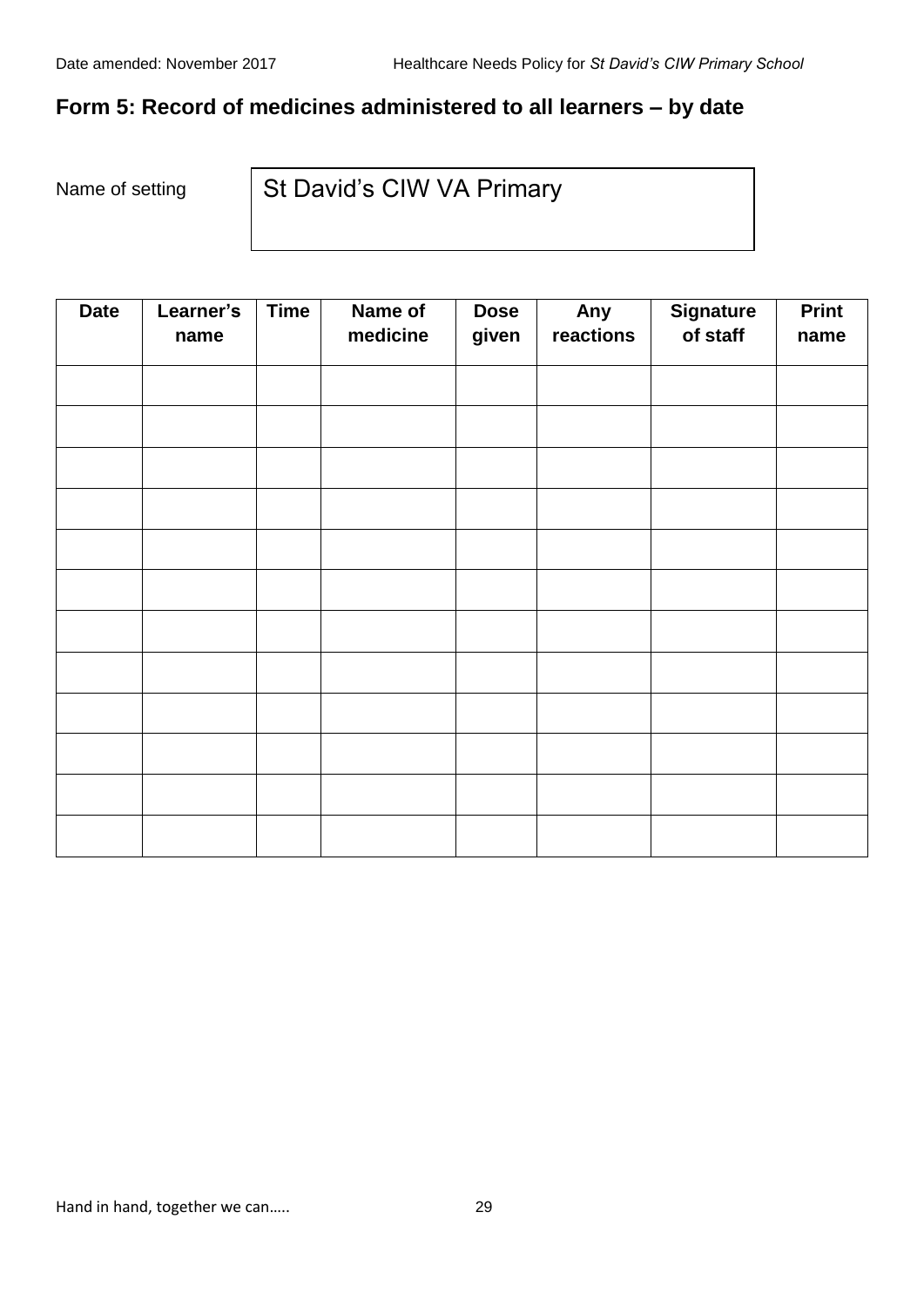## Form 5: Record of medicines administered to all learners – by date

Name of setting: St David's CIW VA Primary

| Date | Learner's name | Time | Name of medicine | Dose given | Any reactions | Signature of staff | Print name |
|---|---|---|---|---|---|---|---|
| | | | | | | | |
| | | | | | | | |
| | | | | | | | |
| | | | | | | | |
| | | | | | | | |
| | | | | | | | |
| | | | | | | | |
| | | | | | | | |
| | | | | | | | |
| | | | | | | | |
| | | | | | | | |
| | | | | | | | |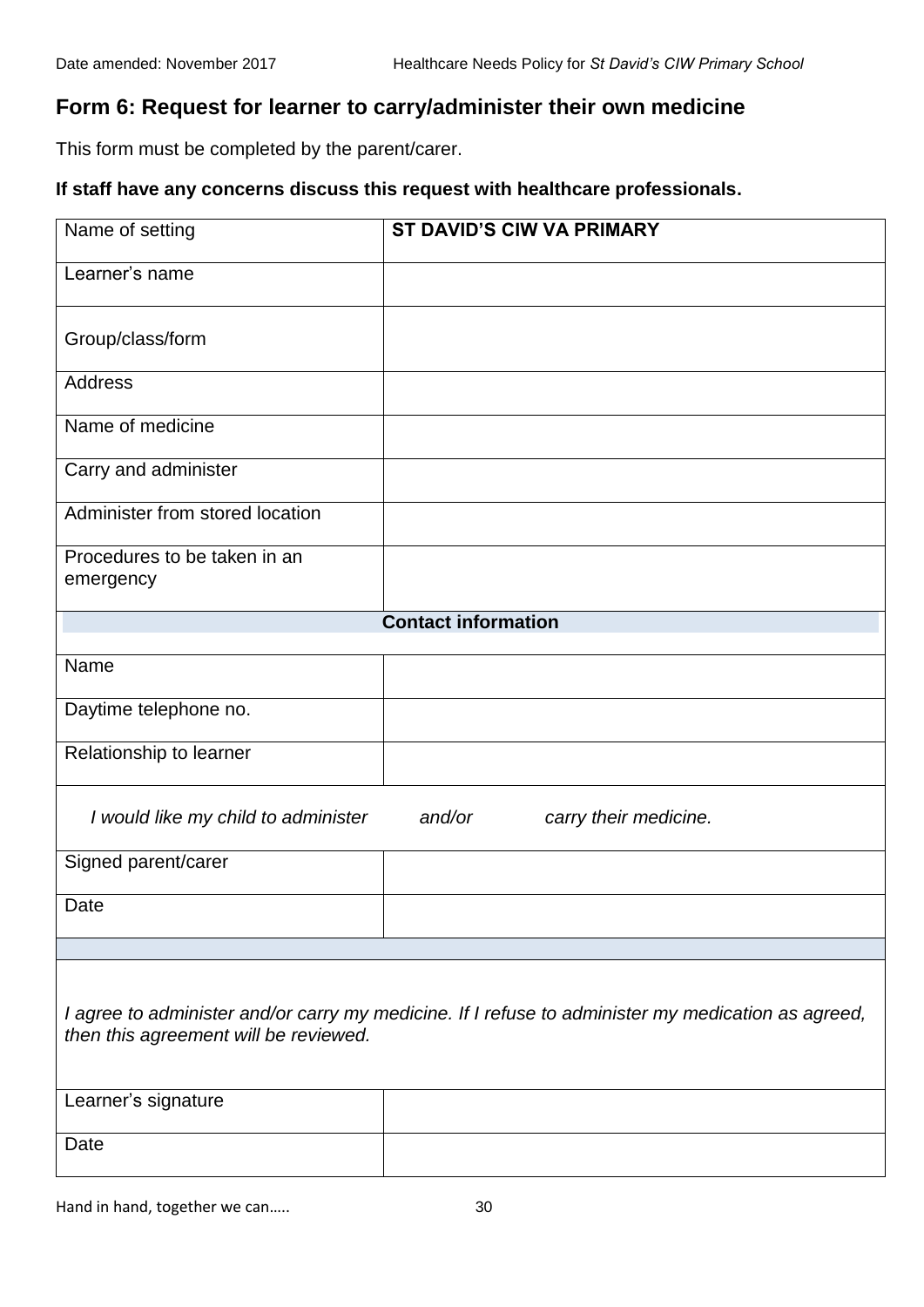## Form 6: Request for learner to carry/administer their own medicine

This form must be completed by the parent/carer.

**If staff have any concerns discuss this request with healthcare professionals.**

| Name of setting | **ST DAVID'S CIW VA PRIMARY** |
|---|---|
| Learner's name | |
| Group/class/form | |
| Address | |
| Name of medicine | |
| Carry and administer | |
| Administer from stored location | |
| Procedures to be taken in an emergency | |
| **Contact information** | |
| Name | |
| Daytime telephone no. | |
| Relationship to learner | |
| *I would like my child to administer and/or carry their medicine.* | |
| Signed parent/carer | |
| Date | |
| | |
| *I agree to administer and/or carry my medicine. If I refuse to administer my medication as agreed, then this agreement will be reviewed.* | |
| Learner's signature | |
| Date | |

Hand in hand, together we can…..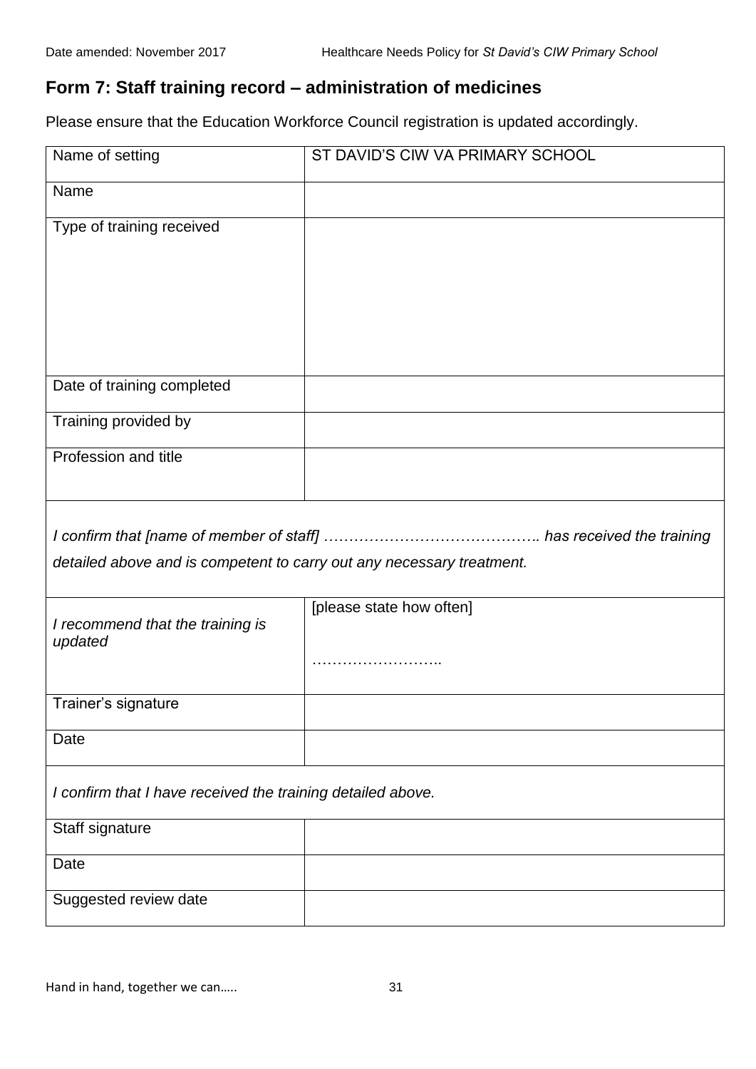## Form 7: Staff training record – administration of medicines

Please ensure that the Education Workforce Council registration is updated accordingly.

| Name of setting | ST DAVID'S CIW VA PRIMARY SCHOOL |
|---|---|
| Name | |
| Type of training received | |
| Date of training completed | |
| Training provided by | |
| Profession and title | |

*I confirm that [name of member of staff] …………………………………….. has received the training detailed above and is competent to carry out any necessary treatment.*

| | |
|---|---|
| *I recommend that the training is updated* | [please state how often] …………………….. |
| Trainer's signature | |
| Date | |

*I confirm that I have received the training detailed above.*

| | |
|---|---|
| Staff signature | |
| Date | |
| Suggested review date | |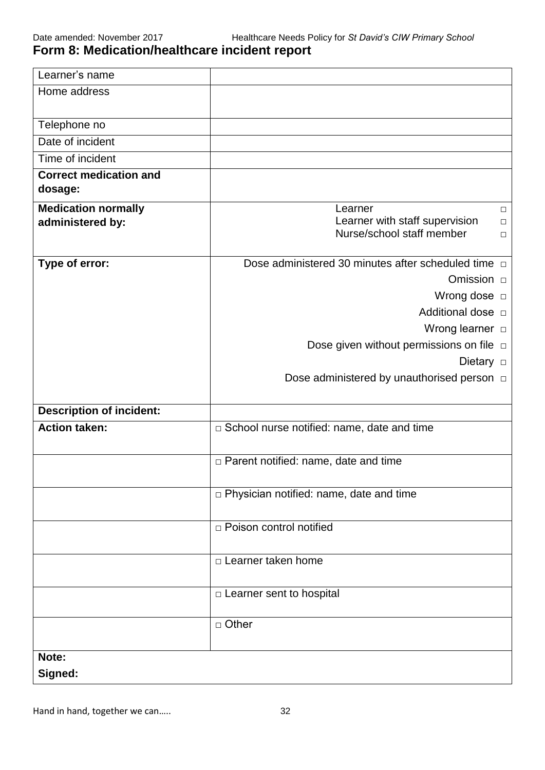## Form 8: Medication/healthcare incident report

| | |
|---|---|
| Learner's name | |
| Home address | |
| Telephone no | |
| Date of incident | |
| Time of incident | |
| **Correct medication and dosage:** | |
| **Medication normally administered by:** | Learner □<br>Learner with staff supervision □<br>Nurse/school staff member □ |
| **Type of error:** | Dose administered 30 minutes after scheduled time □<br>Omission □<br>Wrong dose □<br>Additional dose □<br>Wrong learner □<br>Dose given without permissions on file □<br>Dietary □<br>Dose administered by unauthorised person □ |
| **Description of incident:** | |
| **Action taken:** | □ School nurse notified: name, date and time |
| | □ Parent notified: name, date and time |
| | □ Physician notified: name, date and time |
| | □ Poison control notified |
| | □ Learner taken home |
| | □ Learner sent to hospital |
| | □ Other |
| **Note:**<br>**Signed:** | |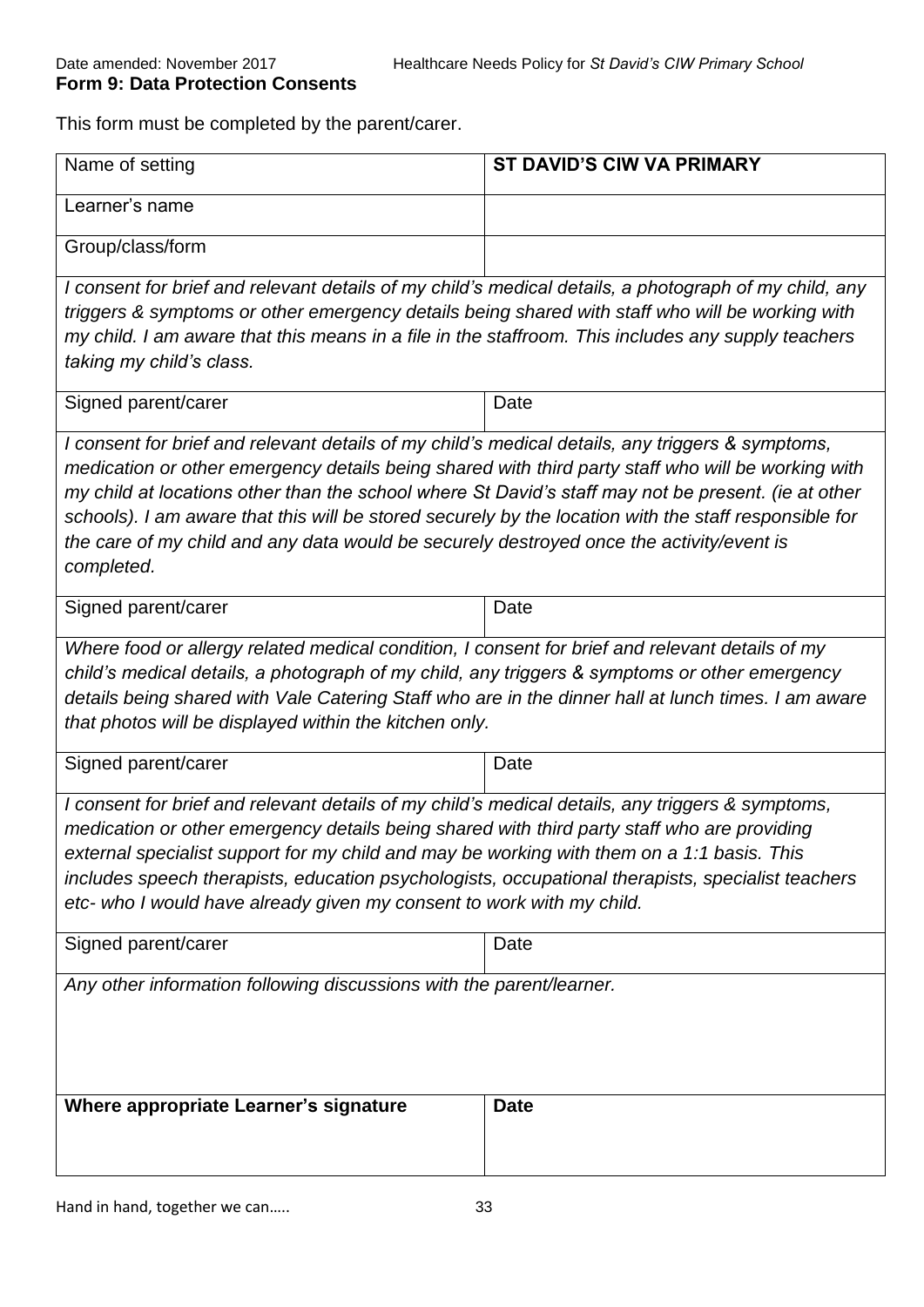## Form 9: Data Protection Consents

This form must be completed by the parent/carer.

| | |
|---|---|
| Name of setting | **ST DAVID'S CIW VA PRIMARY** |
| Learner's name | |
| Group/class/form | |
| *I consent for brief and relevant details of my child's medical details, a photograph of my child, any triggers & symptoms or other emergency details being shared with staff who will be working with my child. I am aware that this means in a file in the staffroom. This includes any supply teachers taking my child's class.* | |
| Signed parent/carer | Date |
| *I consent for brief and relevant details of my child's medical details, any triggers & symptoms, medication or other emergency details being shared with third party staff who will be working with my child at locations other than the school where St David's staff may not be present. (ie at other schools). I am aware that this will be stored securely by the location with the staff responsible for the care of my child and any data would be securely destroyed once the activity/event is completed.* | |
| Signed parent/carer | Date |
| *Where food or allergy related medical condition, I consent for brief and relevant details of my child's medical details, a photograph of my child, any triggers & symptoms or other emergency details being shared with Vale Catering Staff who are in the dinner hall at lunch times. I am aware that photos will be displayed within the kitchen only.* | |
| Signed parent/carer | Date |
| *I consent for brief and relevant details of my child's medical details, any triggers & symptoms, medication or other emergency details being shared with third party staff who are providing external specialist support for my child and may be working with them on a 1:1 basis. This includes speech therapists, education psychologists, occupational therapists, specialist teachers etc- who I would have already given my consent to work with my child.* | |
| Signed parent/carer | Date |
| *Any other information following discussions with the parent/learner.* | |
| **Where appropriate Learner's signature** | **Date** |

Hand in hand, together we can…..